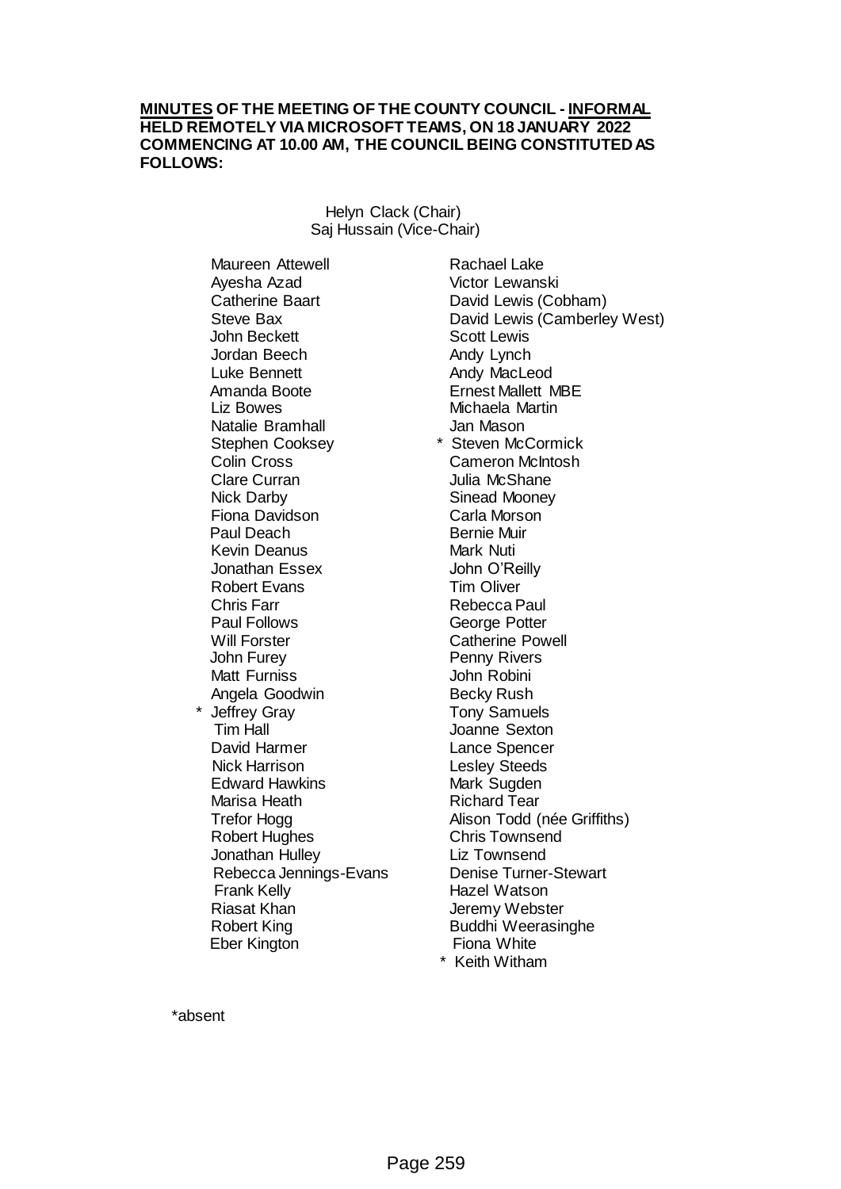**MINUTES OF THE MEETING OF THE COUNTY COUNCIL - INFORMAL HELD REMOTELY VIA MICROSOFT TEAMS, ON 18 JANUARY 2022 COMMENCING AT 10.00 AM, THE COUNCIL BEING CONSTITUTED AS FOLLOWS:**

Helyn Clack (Chair)
Saj Hussain (Vice-Chair)

Maureen Attewell
Ayesha Azad
Catherine Baart
Steve Bax
John Beckett
Jordan Beech
Luke Bennett
Amanda Boote
Liz Bowes
Natalie Bramhall
Stephen Cooksey
Colin Cross
Clare Curran
Nick Darby
Fiona Davidson
Paul Deach
Kevin Deanus
Jonathan Essex
Robert Evans
Chris Farr
Paul Follows
Will Forster
John Furey
Matt Furniss
Angela Goodwin
\* Jeffrey Gray
Tim Hall
David Harmer
Nick Harrison
Edward Hawkins
Marisa Heath
Trefor Hogg
Robert Hughes
Jonathan Hulley
Rebecca Jennings-Evans
Frank Kelly
Riasat Khan
Robert King
Eber Kington
Rachael Lake
Victor Lewanski
David Lewis (Cobham)
David Lewis (Camberley West)
Scott Lewis
Andy Lynch
Andy MacLeod
Ernest Mallett MBE
Michaela Martin
Jan Mason
\* Steven McCormick
Cameron McIntosh
Julia McShane
Sinead Mooney
Carla Morson
Bernie Muir
Mark Nuti
John O'Reilly
Tim Oliver
Rebecca Paul
George Potter
Catherine Powell
Penny Rivers
John Robini
Becky Rush
Tony Samuels
Joanne Sexton
Lance Spencer
Lesley Steeds
Mark Sugden
Richard Tear
Alison Todd (née Griffiths)
Chris Townsend
Liz Townsend
Denise Turner-Stewart
Hazel Watson
Jeremy Webster
Buddhi Weerasinghe
Fiona White
\* Keith Witham

\*absent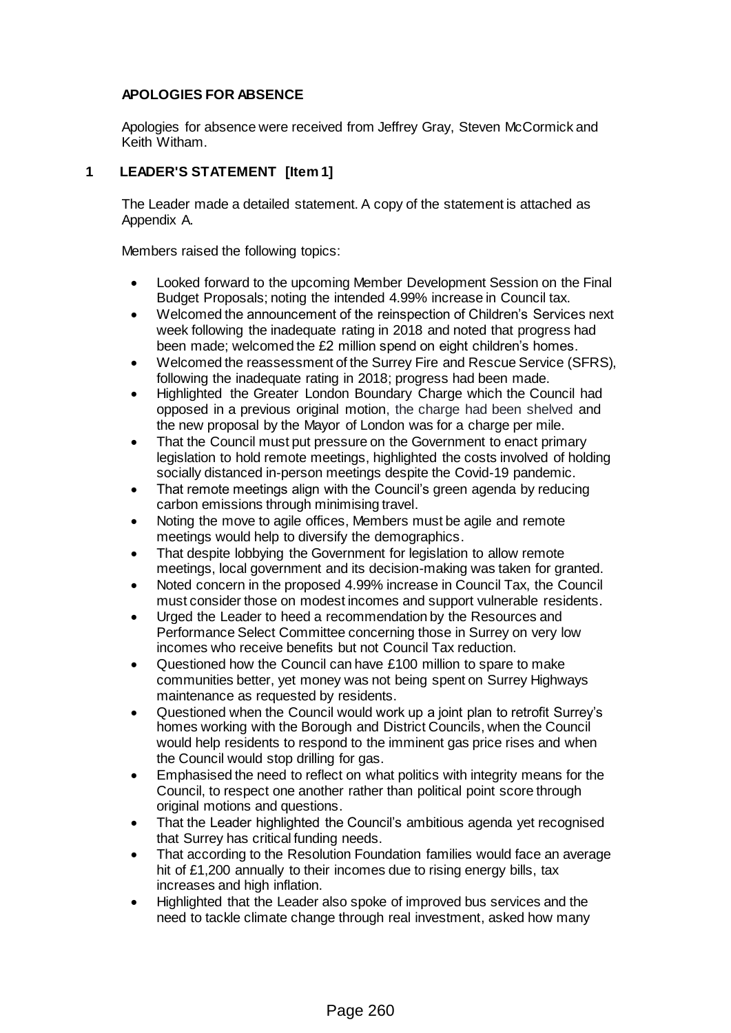## APOLOGIES FOR ABSENCE

Apologies for absence were received from Jeffrey Gray, Steven McCormick and Keith Witham.

## 1 LEADER'S STATEMENT [Item 1]

The Leader made a detailed statement. A copy of the statement is attached as Appendix A.

Members raised the following topics:

- Looked forward to the upcoming Member Development Session on the Final Budget Proposals; noting the intended 4.99% increase in Council tax.
- Welcomed the announcement of the reinspection of Children's Services next week following the inadequate rating in 2018 and noted that progress had been made; welcomed the £2 million spend on eight children's homes.
- Welcomed the reassessment of the Surrey Fire and Rescue Service (SFRS), following the inadequate rating in 2018; progress had been made.
- Highlighted the Greater London Boundary Charge which the Council had opposed in a previous original motion, the charge had been shelved and the new proposal by the Mayor of London was for a charge per mile.
- That the Council must put pressure on the Government to enact primary legislation to hold remote meetings, highlighted the costs involved of holding socially distanced in-person meetings despite the Covid-19 pandemic.
- That remote meetings align with the Council's green agenda by reducing carbon emissions through minimising travel.
- Noting the move to agile offices, Members must be agile and remote meetings would help to diversify the demographics.
- That despite lobbying the Government for legislation to allow remote meetings, local government and its decision-making was taken for granted.
- Noted concern in the proposed 4.99% increase in Council Tax, the Council must consider those on modest incomes and support vulnerable residents.
- Urged the Leader to heed a recommendation by the Resources and Performance Select Committee concerning those in Surrey on very low incomes who receive benefits but not Council Tax reduction.
- Questioned how the Council can have £100 million to spare to make communities better, yet money was not being spent on Surrey Highways maintenance as requested by residents.
- Questioned when the Council would work up a joint plan to retrofit Surrey's homes working with the Borough and District Councils, when the Council would help residents to respond to the imminent gas price rises and when the Council would stop drilling for gas.
- Emphasised the need to reflect on what politics with integrity means for the Council, to respect one another rather than political point score through original motions and questions.
- That the Leader highlighted the Council's ambitious agenda yet recognised that Surrey has critical funding needs.
- That according to the Resolution Foundation families would face an average hit of £1,200 annually to their incomes due to rising energy bills, tax increases and high inflation.
- Highlighted that the Leader also spoke of improved bus services and the need to tackle climate change through real investment, asked how many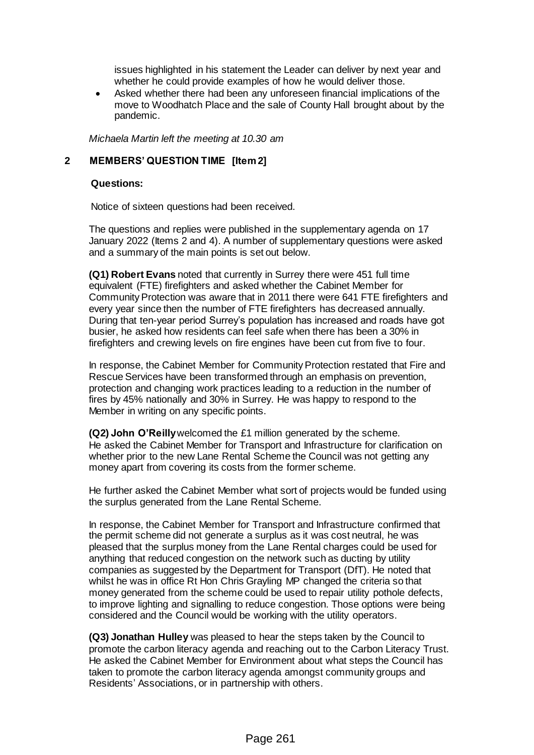issues highlighted in his statement the Leader can deliver by next year and whether he could provide examples of how he would deliver those.
- Asked whether there had been any unforeseen financial implications of the move to Woodhatch Place and the sale of County Hall brought about by the pandemic.

*Michaela Martin left the meeting at 10.30 am*

## 2 MEMBERS' QUESTION TIME [Item 2]

**Questions:**

Notice of sixteen questions had been received.

The questions and replies were published in the supplementary agenda on 17 January 2022 (Items 2 and 4). A number of supplementary questions were asked and a summary of the main points is set out below.

**(Q1) Robert Evans** noted that currently in Surrey there were 451 full time equivalent (FTE) firefighters and asked whether the Cabinet Member for Community Protection was aware that in 2011 there were 641 FTE firefighters and every year since then the number of FTE firefighters has decreased annually. During that ten-year period Surrey's population has increased and roads have got busier, he asked how residents can feel safe when there has been a 30% in firefighters and crewing levels on fire engines have been cut from five to four.

In response, the Cabinet Member for Community Protection restated that Fire and Rescue Services have been transformed through an emphasis on prevention, protection and changing work practices leading to a reduction in the number of fires by 45% nationally and 30% in Surrey. He was happy to respond to the Member in writing on any specific points.

**(Q2) John O'Reilly** welcomed the £1 million generated by the scheme. He asked the Cabinet Member for Transport and Infrastructure for clarification on whether prior to the new Lane Rental Scheme the Council was not getting any money apart from covering its costs from the former scheme.

He further asked the Cabinet Member what sort of projects would be funded using the surplus generated from the Lane Rental Scheme.

In response, the Cabinet Member for Transport and Infrastructure confirmed that the permit scheme did not generate a surplus as it was cost neutral, he was pleased that the surplus money from the Lane Rental charges could be used for anything that reduced congestion on the network such as ducting by utility companies as suggested by the Department for Transport (DfT). He noted that whilst he was in office Rt Hon Chris Grayling MP changed the criteria so that money generated from the scheme could be used to repair utility pothole defects, to improve lighting and signalling to reduce congestion. Those options were being considered and the Council would be working with the utility operators.

**(Q3) Jonathan Hulley** was pleased to hear the steps taken by the Council to promote the carbon literacy agenda and reaching out to the Carbon Literacy Trust. He asked the Cabinet Member for Environment about what steps the Council has taken to promote the carbon literacy agenda amongst community groups and Residents' Associations, or in partnership with others.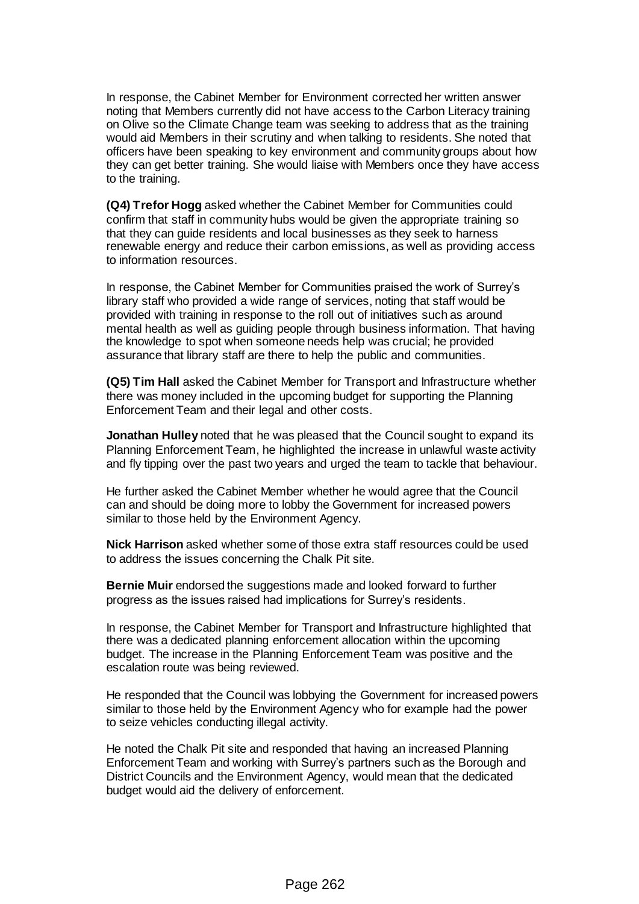In response, the Cabinet Member for Environment corrected her written answer noting that Members currently did not have access to the Carbon Literacy training on Olive so the Climate Change team was seeking to address that as the training would aid Members in their scrutiny and when talking to residents. She noted that officers have been speaking to key environment and community groups about how they can get better training. She would liaise with Members once they have access to the training.

**(Q4) Trefor Hogg** asked whether the Cabinet Member for Communities could confirm that staff in community hubs would be given the appropriate training so that they can guide residents and local businesses as they seek to harness renewable energy and reduce their carbon emissions, as well as providing access to information resources.

In response, the Cabinet Member for Communities praised the work of Surrey's library staff who provided a wide range of services, noting that staff would be provided with training in response to the roll out of initiatives such as around mental health as well as guiding people through business information. That having the knowledge to spot when someone needs help was crucial; he provided assurance that library staff are there to help the public and communities.

**(Q5) Tim Hall** asked the Cabinet Member for Transport and Infrastructure whether there was money included in the upcoming budget for supporting the Planning Enforcement Team and their legal and other costs.

**Jonathan Hulley** noted that he was pleased that the Council sought to expand its Planning Enforcement Team, he highlighted the increase in unlawful waste activity and fly tipping over the past two years and urged the team to tackle that behaviour.

He further asked the Cabinet Member whether he would agree that the Council can and should be doing more to lobby the Government for increased powers similar to those held by the Environment Agency.

**Nick Harrison** asked whether some of those extra staff resources could be used to address the issues concerning the Chalk Pit site.

**Bernie Muir** endorsed the suggestions made and looked forward to further progress as the issues raised had implications for Surrey's residents.

In response, the Cabinet Member for Transport and Infrastructure highlighted that there was a dedicated planning enforcement allocation within the upcoming budget. The increase in the Planning Enforcement Team was positive and the escalation route was being reviewed.

He responded that the Council was lobbying the Government for increased powers similar to those held by the Environment Agency who for example had the power to seize vehicles conducting illegal activity.

He noted the Chalk Pit site and responded that having an increased Planning Enforcement Team and working with Surrey's partners such as the Borough and District Councils and the Environment Agency, would mean that the dedicated budget would aid the delivery of enforcement.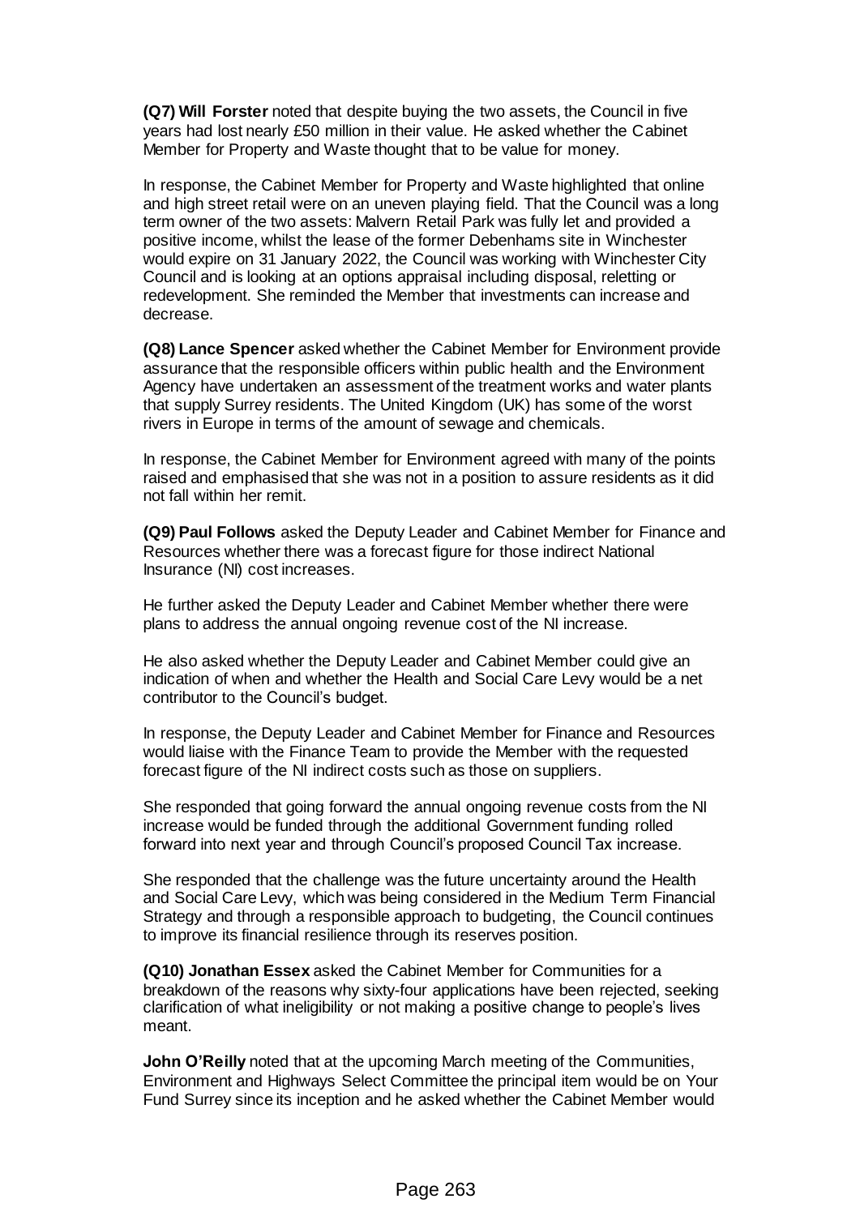**(Q7) Will Forster** noted that despite buying the two assets, the Council in five years had lost nearly £50 million in their value. He asked whether the Cabinet Member for Property and Waste thought that to be value for money.

In response, the Cabinet Member for Property and Waste highlighted that online and high street retail were on an uneven playing field. That the Council was a long term owner of the two assets: Malvern Retail Park was fully let and provided a positive income, whilst the lease of the former Debenhams site in Winchester would expire on 31 January 2022, the Council was working with Winchester City Council and is looking at an options appraisal including disposal, reletting or redevelopment. She reminded the Member that investments can increase and decrease.

**(Q8) Lance Spencer** asked whether the Cabinet Member for Environment provide assurance that the responsible officers within public health and the Environment Agency have undertaken an assessment of the treatment works and water plants that supply Surrey residents. The United Kingdom (UK) has some of the worst rivers in Europe in terms of the amount of sewage and chemicals.

In response, the Cabinet Member for Environment agreed with many of the points raised and emphasised that she was not in a position to assure residents as it did not fall within her remit.

**(Q9) Paul Follows** asked the Deputy Leader and Cabinet Member for Finance and Resources whether there was a forecast figure for those indirect National Insurance (NI) cost increases.

He further asked the Deputy Leader and Cabinet Member whether there were plans to address the annual ongoing revenue cost of the NI increase.

He also asked whether the Deputy Leader and Cabinet Member could give an indication of when and whether the Health and Social Care Levy would be a net contributor to the Council's budget.

In response, the Deputy Leader and Cabinet Member for Finance and Resources would liaise with the Finance Team to provide the Member with the requested forecast figure of the NI indirect costs such as those on suppliers.

She responded that going forward the annual ongoing revenue costs from the NI increase would be funded through the additional Government funding rolled forward into next year and through Council's proposed Council Tax increase.

She responded that the challenge was the future uncertainty around the Health and Social Care Levy, which was being considered in the Medium Term Financial Strategy and through a responsible approach to budgeting, the Council continues to improve its financial resilience through its reserves position.

**(Q10) Jonathan Essex** asked the Cabinet Member for Communities for a breakdown of the reasons why sixty-four applications have been rejected, seeking clarification of what ineligibility or not making a positive change to people's lives meant.

**John O'Reilly** noted that at the upcoming March meeting of the Communities, Environment and Highways Select Committee the principal item would be on Your Fund Surrey since its inception and he asked whether the Cabinet Member would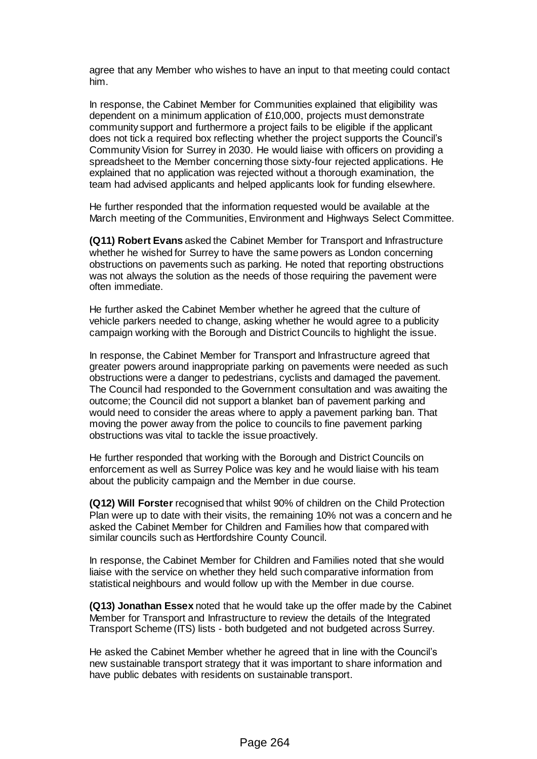agree that any Member who wishes to have an input to that meeting could contact him.

In response, the Cabinet Member for Communities explained that eligibility was dependent on a minimum application of £10,000, projects must demonstrate community support and furthermore a project fails to be eligible if the applicant does not tick a required box reflecting whether the project supports the Council's Community Vision for Surrey in 2030. He would liaise with officers on providing a spreadsheet to the Member concerning those sixty-four rejected applications. He explained that no application was rejected without a thorough examination, the team had advised applicants and helped applicants look for funding elsewhere.

He further responded that the information requested would be available at the March meeting of the Communities, Environment and Highways Select Committee.

**(Q11) Robert Evans** asked the Cabinet Member for Transport and Infrastructure whether he wished for Surrey to have the same powers as London concerning obstructions on pavements such as parking. He noted that reporting obstructions was not always the solution as the needs of those requiring the pavement were often immediate.

He further asked the Cabinet Member whether he agreed that the culture of vehicle parkers needed to change, asking whether he would agree to a publicity campaign working with the Borough and District Councils to highlight the issue.

In response, the Cabinet Member for Transport and Infrastructure agreed that greater powers around inappropriate parking on pavements were needed as such obstructions were a danger to pedestrians, cyclists and damaged the pavement. The Council had responded to the Government consultation and was awaiting the outcome; the Council did not support a blanket ban of pavement parking and would need to consider the areas where to apply a pavement parking ban. That moving the power away from the police to councils to fine pavement parking obstructions was vital to tackle the issue proactively.

He further responded that working with the Borough and District Councils on enforcement as well as Surrey Police was key and he would liaise with his team about the publicity campaign and the Member in due course.

**(Q12) Will Forster** recognised that whilst 90% of children on the Child Protection Plan were up to date with their visits, the remaining 10% not was a concern and he asked the Cabinet Member for Children and Families how that compared with similar councils such as Hertfordshire County Council.

In response, the Cabinet Member for Children and Families noted that she would liaise with the service on whether they held such comparative information from statistical neighbours and would follow up with the Member in due course.

**(Q13) Jonathan Essex** noted that he would take up the offer made by the Cabinet Member for Transport and Infrastructure to review the details of the Integrated Transport Scheme (ITS) lists - both budgeted and not budgeted across Surrey.

He asked the Cabinet Member whether he agreed that in line with the Council's new sustainable transport strategy that it was important to share information and have public debates with residents on sustainable transport.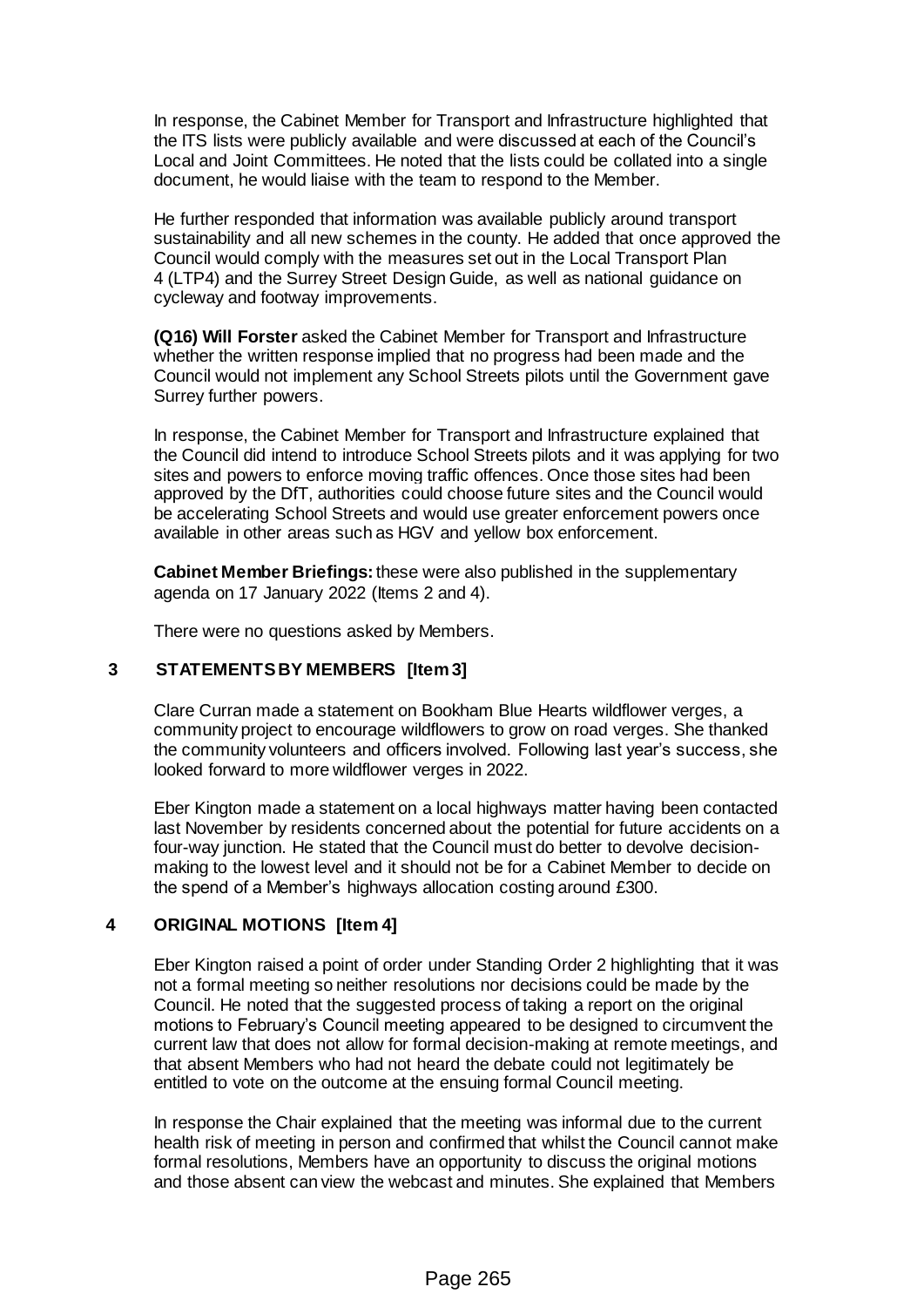In response, the Cabinet Member for Transport and Infrastructure highlighted that the ITS lists were publicly available and were discussed at each of the Council's Local and Joint Committees. He noted that the lists could be collated into a single document, he would liaise with the team to respond to the Member.

He further responded that information was available publicly around transport sustainability and all new schemes in the county. He added that once approved the Council would comply with the measures set out in the Local Transport Plan 4 (LTP4) and the Surrey Street Design Guide, as well as national guidance on cycleway and footway improvements.

**(Q16) Will Forster** asked the Cabinet Member for Transport and Infrastructure whether the written response implied that no progress had been made and the Council would not implement any School Streets pilots until the Government gave Surrey further powers.

In response, the Cabinet Member for Transport and Infrastructure explained that the Council did intend to introduce School Streets pilots and it was applying for two sites and powers to enforce moving traffic offences. Once those sites had been approved by the DfT, authorities could choose future sites and the Council would be accelerating School Streets and would use greater enforcement powers once available in other areas such as HGV and yellow box enforcement.

**Cabinet Member Briefings:** these were also published in the supplementary agenda on 17 January 2022 (Items 2 and 4).

There were no questions asked by Members.

## 3 STATEMENTS BY MEMBERS [Item 3]

Clare Curran made a statement on Bookham Blue Hearts wildflower verges, a community project to encourage wildflowers to grow on road verges. She thanked the community volunteers and officers involved. Following last year's success, she looked forward to more wildflower verges in 2022.

Eber Kington made a statement on a local highways matter having been contacted last November by residents concerned about the potential for future accidents on a four-way junction. He stated that the Council must do better to devolve decision-making to the lowest level and it should not be for a Cabinet Member to decide on the spend of a Member's highways allocation costing around £300.

## 4 ORIGINAL MOTIONS [Item 4]

Eber Kington raised a point of order under Standing Order 2 highlighting that it was not a formal meeting so neither resolutions nor decisions could be made by the Council. He noted that the suggested process of taking a report on the original motions to February's Council meeting appeared to be designed to circumvent the current law that does not allow for formal decision-making at remote meetings, and that absent Members who had not heard the debate could not legitimately be entitled to vote on the outcome at the ensuing formal Council meeting.

In response the Chair explained that the meeting was informal due to the current health risk of meeting in person and confirmed that whilst the Council cannot make formal resolutions, Members have an opportunity to discuss the original motions and those absent can view the webcast and minutes. She explained that Members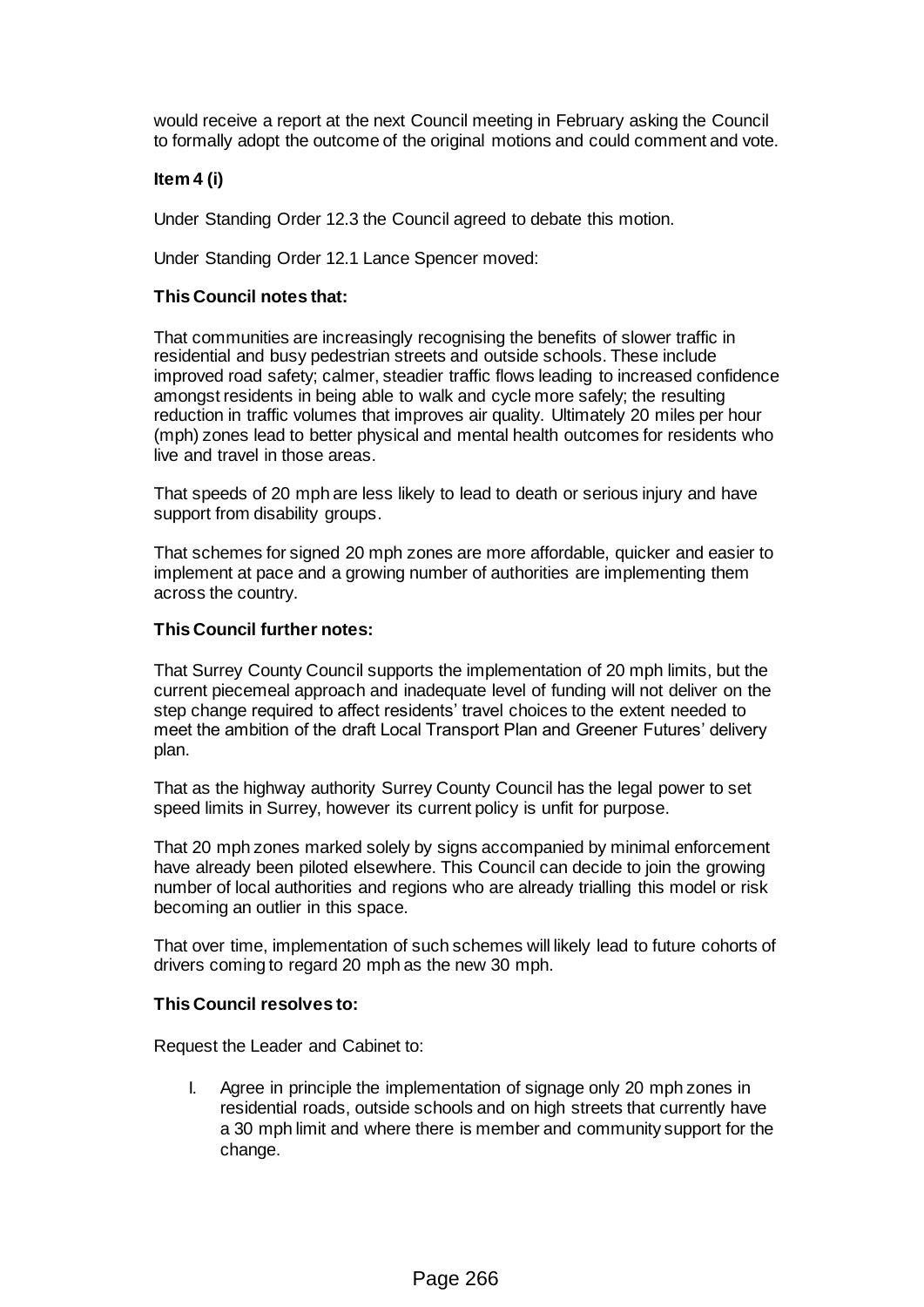would receive a report at the next Council meeting in February asking the Council to formally adopt the outcome of the original motions and could comment and vote.

**Item 4 (i)**

Under Standing Order 12.3 the Council agreed to debate this motion.

Under Standing Order 12.1 Lance Spencer moved:

**This Council notes that:**

That communities are increasingly recognising the benefits of slower traffic in residential and busy pedestrian streets and outside schools. These include improved road safety; calmer, steadier traffic flows leading to increased confidence amongst residents in being able to walk and cycle more safely; the resulting reduction in traffic volumes that improves air quality. Ultimately 20 miles per hour (mph) zones lead to better physical and mental health outcomes for residents who live and travel in those areas.

That speeds of 20 mph are less likely to lead to death or serious injury and have support from disability groups.

That schemes for signed 20 mph zones are more affordable, quicker and easier to implement at pace and a growing number of authorities are implementing them across the country.

**This Council further notes:**

That Surrey County Council supports the implementation of 20 mph limits, but the current piecemeal approach and inadequate level of funding will not deliver on the step change required to affect residents' travel choices to the extent needed to meet the ambition of the draft Local Transport Plan and Greener Futures' delivery plan.

That as the highway authority Surrey County Council has the legal power to set speed limits in Surrey, however its current policy is unfit for purpose.

That 20 mph zones marked solely by signs accompanied by minimal enforcement have already been piloted elsewhere. This Council can decide to join the growing number of local authorities and regions who are already trialling this model or risk becoming an outlier in this space.

That over time, implementation of such schemes will likely lead to future cohorts of drivers coming to regard 20 mph as the new 30 mph.

**This Council resolves to:**

Request the Leader and Cabinet to:

I. Agree in principle the implementation of signage only 20 mph zones in residential roads, outside schools and on high streets that currently have a 30 mph limit and where there is member and community support for the change.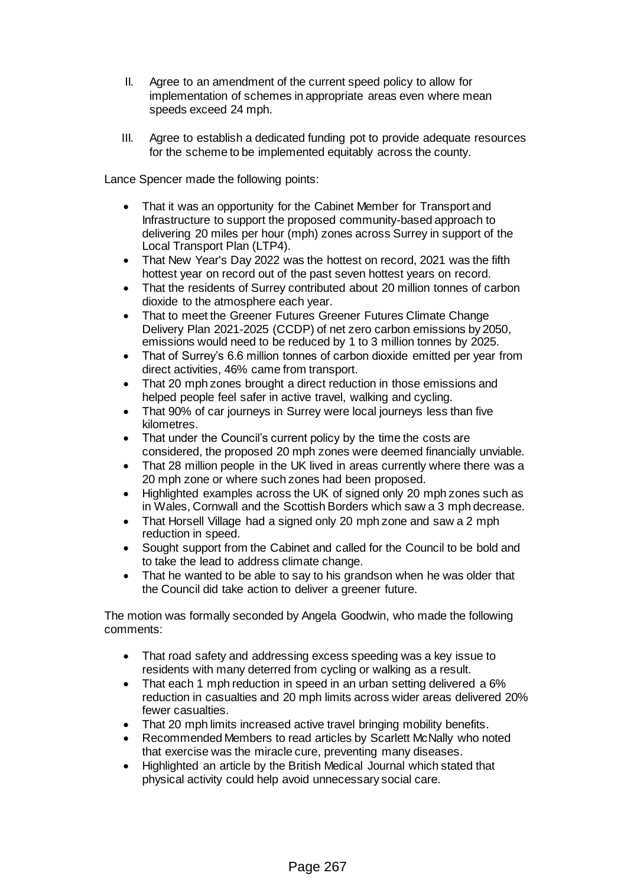II. Agree to an amendment of the current speed policy to allow for implementation of schemes in appropriate areas even where mean speeds exceed 24 mph.

III. Agree to establish a dedicated funding pot to provide adequate resources for the scheme to be implemented equitably across the county.

Lance Spencer made the following points:

- That it was an opportunity for the Cabinet Member for Transport and Infrastructure to support the proposed community-based approach to delivering 20 miles per hour (mph) zones across Surrey in support of the Local Transport Plan (LTP4).
- That New Year's Day 2022 was the hottest on record, 2021 was the fifth hottest year on record out of the past seven hottest years on record.
- That the residents of Surrey contributed about 20 million tonnes of carbon dioxide to the atmosphere each year.
- That to meet the Greener Futures Greener Futures Climate Change Delivery Plan 2021-2025 (CCDP) of net zero carbon emissions by 2050, emissions would need to be reduced by 1 to 3 million tonnes by 2025.
- That of Surrey's 6.6 million tonnes of carbon dioxide emitted per year from direct activities, 46% came from transport.
- That 20 mph zones brought a direct reduction in those emissions and helped people feel safer in active travel, walking and cycling.
- That 90% of car journeys in Surrey were local journeys less than five kilometres.
- That under the Council's current policy by the time the costs are considered, the proposed 20 mph zones were deemed financially unviable.
- That 28 million people in the UK lived in areas currently where there was a 20 mph zone or where such zones had been proposed.
- Highlighted examples across the UK of signed only 20 mph zones such as in Wales, Cornwall and the Scottish Borders which saw a 3 mph decrease.
- That Horsell Village had a signed only 20 mph zone and saw a 2 mph reduction in speed.
- Sought support from the Cabinet and called for the Council to be bold and to take the lead to address climate change.
- That he wanted to be able to say to his grandson when he was older that the Council did take action to deliver a greener future.

The motion was formally seconded by Angela Goodwin, who made the following comments:

- That road safety and addressing excess speeding was a key issue to residents with many deterred from cycling or walking as a result.
- That each 1 mph reduction in speed in an urban setting delivered a 6% reduction in casualties and 20 mph limits across wider areas delivered 20% fewer casualties.
- That 20 mph limits increased active travel bringing mobility benefits.
- Recommended Members to read articles by Scarlett McNally who noted that exercise was the miracle cure, preventing many diseases.
- Highlighted an article by the British Medical Journal which stated that physical activity could help avoid unnecessary social care.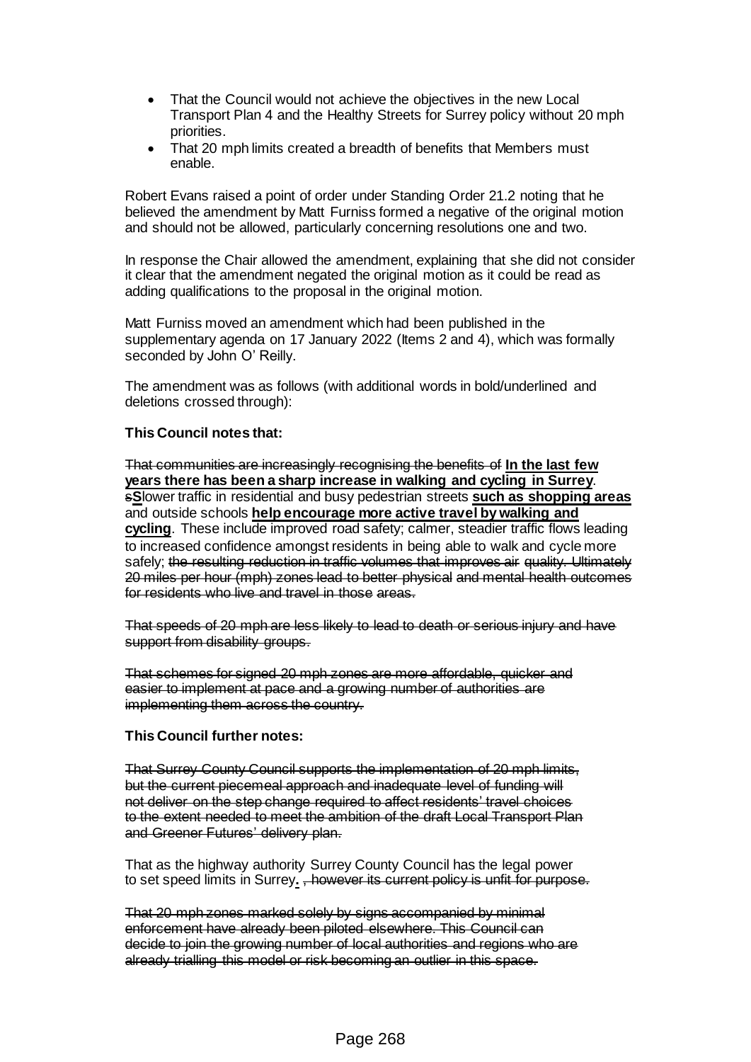- That the Council would not achieve the objectives in the new Local Transport Plan 4 and the Healthy Streets for Surrey policy without 20 mph priorities.
- That 20 mph limits created a breadth of benefits that Members must enable.

Robert Evans raised a point of order under Standing Order 21.2 noting that he believed the amendment by Matt Furniss formed a negative of the original motion and should not be allowed, particularly concerning resolutions one and two.

In response the Chair allowed the amendment, explaining that she did not consider it clear that the amendment negated the original motion as it could be read as adding qualifications to the proposal in the original motion.

Matt Furniss moved an amendment which had been published in the supplementary agenda on 17 January 2022 (Items 2 and 4), which was formally seconded by John O' Reilly.

The amendment was as follows (with additional words in bold/underlined and deletions crossed through):

**This Council notes that:**

~~That communities are increasingly recognising the benefits of~~ **<u>In the last few years there has been a sharp increase in walking and cycling in Surrey</u>**. ~~s~~**<u>S</u>**lower traffic in residential and busy pedestrian streets **<u>such as shopping areas</u>** and outside schools **<u>help encourage more active travel by walking and cycling</u>**. These include improved road safety; calmer, steadier traffic flows leading to increased confidence amongst residents in being able to walk and cycle more safely; ~~the resulting reduction in traffic volumes that improves air quality. Ultimately 20 miles per hour (mph) zones lead to better physical and mental health outcomes for residents who live and travel in those areas.~~

~~That speeds of 20 mph are less likely to lead to death or serious injury and have support from disability groups.~~

~~That schemes for signed 20 mph zones are more affordable, quicker and easier to implement at pace and a growing number of authorities are implementing them across the country.~~

**This Council further notes:**

~~That Surrey County Council supports the implementation of 20 mph limits, but the current piecemeal approach and inadequate level of funding will not deliver on the step change required to affect residents' travel choices to the extent needed to meet the ambition of the draft Local Transport Plan and Greener Futures' delivery plan.~~

That as the highway authority Surrey County Council has the legal power to set speed limits in Surrey**<u>.</u>** ~~, however its current policy is unfit for purpose.~~

~~That 20 mph zones marked solely by signs accompanied by minimal enforcement have already been piloted elsewhere. This Council can decide to join the growing number of local authorities and regions who are already trialling this model or risk becoming an outlier in this space.~~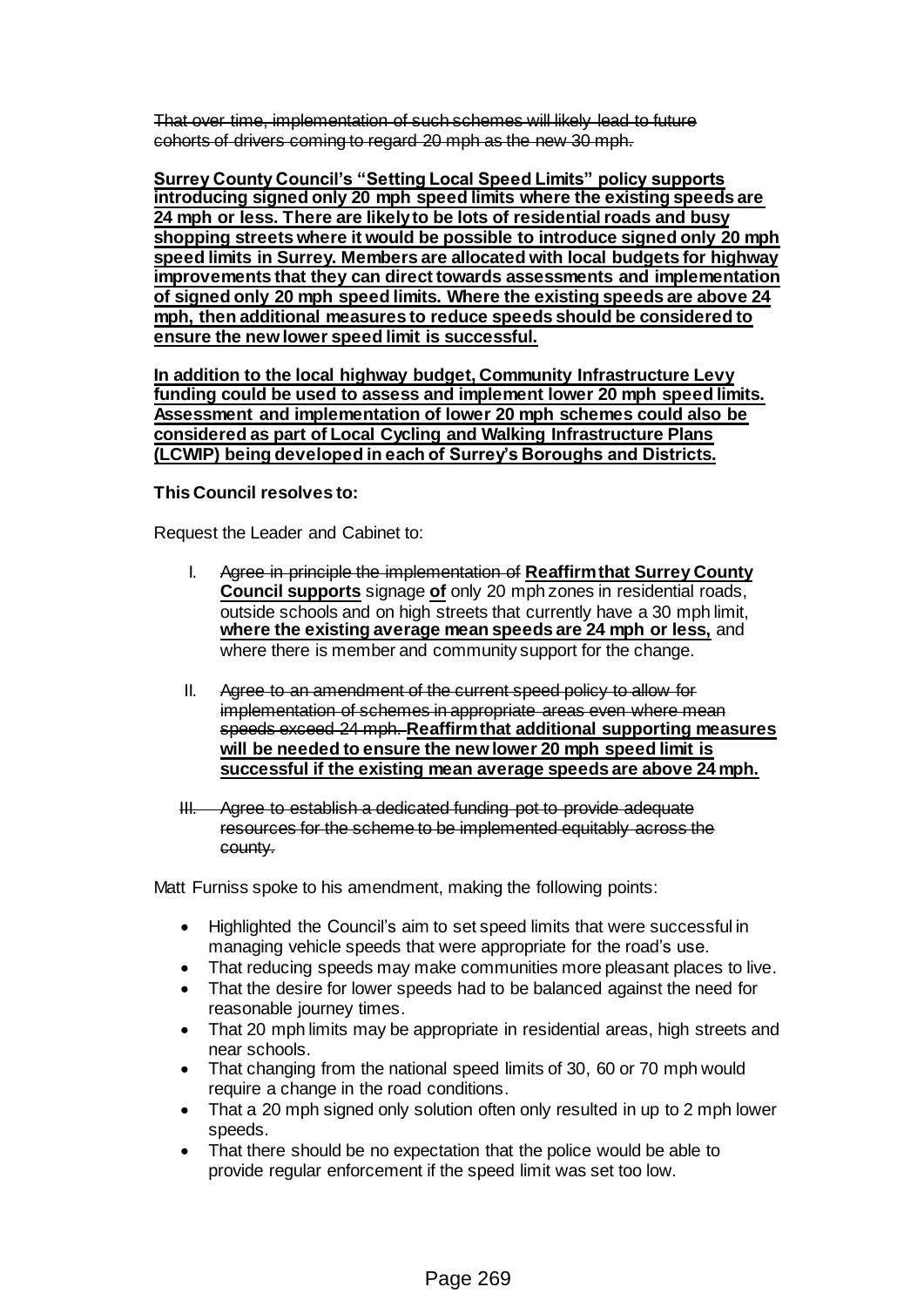~~That over time, implementation of such schemes will likely lead to future cohorts of drivers coming to regard 20 mph as the new 30 mph.~~

**<u>Surrey County Council's "Setting Local Speed Limits" policy supports introducing signed only 20 mph speed limits where the existing speeds are 24 mph or less. There are likely to be lots of residential roads and busy shopping streets where it would be possible to introduce signed only 20 mph speed limits in Surrey. Members are allocated with local budgets for highway improvements that they can direct towards assessments and implementation of signed only 20 mph speed limits. Where the existing speeds are above 24 mph, then additional measures to reduce speeds should be considered to ensure the new lower speed limit is successful.</u>**

**<u>In addition to the local highway budget, Community Infrastructure Levy funding could be used to assess and implement lower 20 mph speed limits. Assessment and implementation of lower 20 mph schemes could also be considered as part of Local Cycling and Walking Infrastructure Plans (LCWIP) being developed in each of Surrey's Boroughs and Districts.</u>**

**This Council resolves to:**

Request the Leader and Cabinet to:

I. ~~Agree in principle the implementation of~~ **<u>Reaffirm that Surrey County Council supports</u>** signage **<u>of</u>** only 20 mph zones in residential roads, outside schools and on high streets that currently have a 30 mph limit, **<u>where the existing average mean speeds are 24 mph or less,</u>** and where there is member and community support for the change.

II. ~~Agree to an amendment of the current speed policy to allow for implementation of schemes in appropriate areas even where mean speeds exceed 24 mph.~~ **<u>Reaffirm that additional supporting measures will be needed to ensure the new lower 20 mph speed limit is successful if the existing mean average speeds are above 24 mph.</u>**

~~III. Agree to establish a dedicated funding pot to provide adequate resources for the scheme to be implemented equitably across the county.~~

Matt Furniss spoke to his amendment, making the following points:

- Highlighted the Council's aim to set speed limits that were successful in managing vehicle speeds that were appropriate for the road's use.
- That reducing speeds may make communities more pleasant places to live.
- That the desire for lower speeds had to be balanced against the need for reasonable journey times.
- That 20 mph limits may be appropriate in residential areas, high streets and near schools.
- That changing from the national speed limits of 30, 60 or 70 mph would require a change in the road conditions.
- That a 20 mph signed only solution often only resulted in up to 2 mph lower speeds.
- That there should be no expectation that the police would be able to provide regular enforcement if the speed limit was set too low.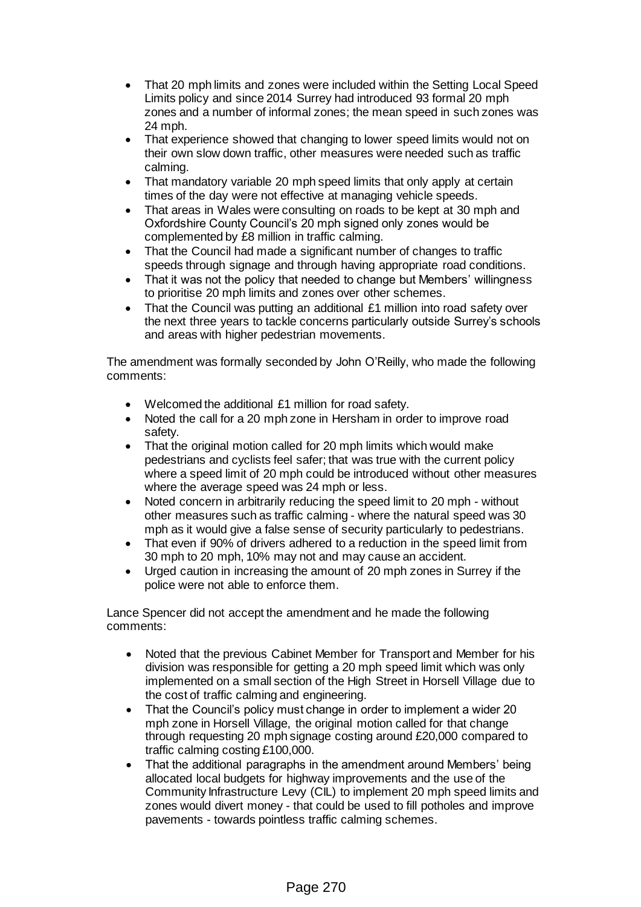- That 20 mph limits and zones were included within the Setting Local Speed Limits policy and since 2014 Surrey had introduced 93 formal 20 mph zones and a number of informal zones; the mean speed in such zones was 24 mph.
- That experience showed that changing to lower speed limits would not on their own slow down traffic, other measures were needed such as traffic calming.
- That mandatory variable 20 mph speed limits that only apply at certain times of the day were not effective at managing vehicle speeds.
- That areas in Wales were consulting on roads to be kept at 30 mph and Oxfordshire County Council's 20 mph signed only zones would be complemented by £8 million in traffic calming.
- That the Council had made a significant number of changes to traffic speeds through signage and through having appropriate road conditions.
- That it was not the policy that needed to change but Members' willingness to prioritise 20 mph limits and zones over other schemes.
- That the Council was putting an additional £1 million into road safety over the next three years to tackle concerns particularly outside Surrey's schools and areas with higher pedestrian movements.

The amendment was formally seconded by John O'Reilly, who made the following comments:

- Welcomed the additional £1 million for road safety.
- Noted the call for a 20 mph zone in Hersham in order to improve road safety.
- That the original motion called for 20 mph limits which would make pedestrians and cyclists feel safer; that was true with the current policy where a speed limit of 20 mph could be introduced without other measures where the average speed was 24 mph or less.
- Noted concern in arbitrarily reducing the speed limit to 20 mph - without other measures such as traffic calming - where the natural speed was 30 mph as it would give a false sense of security particularly to pedestrians.
- That even if 90% of drivers adhered to a reduction in the speed limit from 30 mph to 20 mph, 10% may not and may cause an accident.
- Urged caution in increasing the amount of 20 mph zones in Surrey if the police were not able to enforce them.

Lance Spencer did not accept the amendment and he made the following comments:

- Noted that the previous Cabinet Member for Transport and Member for his division was responsible for getting a 20 mph speed limit which was only implemented on a small section of the High Street in Horsell Village due to the cost of traffic calming and engineering.
- That the Council's policy must change in order to implement a wider 20 mph zone in Horsell Village, the original motion called for that change through requesting 20 mph signage costing around £20,000 compared to traffic calming costing £100,000.
- That the additional paragraphs in the amendment around Members' being allocated local budgets for highway improvements and the use of the Community Infrastructure Levy (CIL) to implement 20 mph speed limits and zones would divert money - that could be used to fill potholes and improve pavements - towards pointless traffic calming schemes.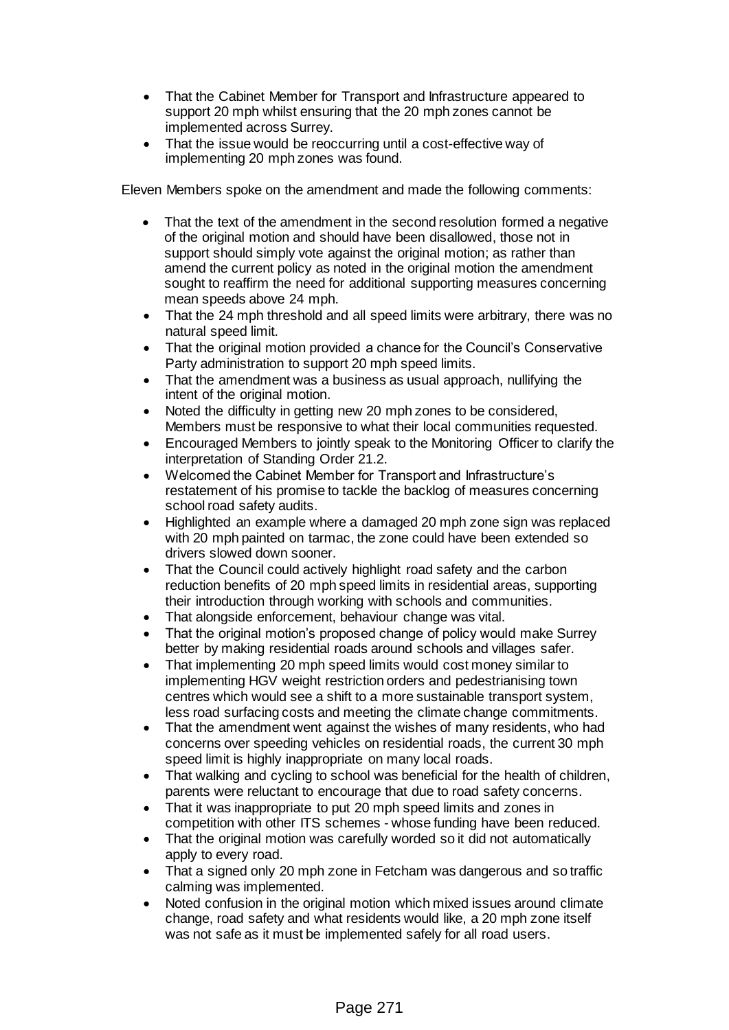- That the Cabinet Member for Transport and Infrastructure appeared to support 20 mph whilst ensuring that the 20 mph zones cannot be implemented across Surrey.
- That the issue would be reoccurring until a cost-effective way of implementing 20 mph zones was found.

Eleven Members spoke on the amendment and made the following comments:

- That the text of the amendment in the second resolution formed a negative of the original motion and should have been disallowed, those not in support should simply vote against the original motion; as rather than amend the current policy as noted in the original motion the amendment sought to reaffirm the need for additional supporting measures concerning mean speeds above 24 mph.
- That the 24 mph threshold and all speed limits were arbitrary, there was no natural speed limit.
- That the original motion provided a chance for the Council's Conservative Party administration to support 20 mph speed limits.
- That the amendment was a business as usual approach, nullifying the intent of the original motion.
- Noted the difficulty in getting new 20 mph zones to be considered, Members must be responsive to what their local communities requested.
- Encouraged Members to jointly speak to the Monitoring Officer to clarify the interpretation of Standing Order 21.2.
- Welcomed the Cabinet Member for Transport and Infrastructure's restatement of his promise to tackle the backlog of measures concerning school road safety audits.
- Highlighted an example where a damaged 20 mph zone sign was replaced with 20 mph painted on tarmac, the zone could have been extended so drivers slowed down sooner.
- That the Council could actively highlight road safety and the carbon reduction benefits of 20 mph speed limits in residential areas, supporting their introduction through working with schools and communities.
- That alongside enforcement, behaviour change was vital.
- That the original motion's proposed change of policy would make Surrey better by making residential roads around schools and villages safer.
- That implementing 20 mph speed limits would cost money similar to implementing HGV weight restriction orders and pedestrianising town centres which would see a shift to a more sustainable transport system, less road surfacing costs and meeting the climate change commitments.
- That the amendment went against the wishes of many residents, who had concerns over speeding vehicles on residential roads, the current 30 mph speed limit is highly inappropriate on many local roads.
- That walking and cycling to school was beneficial for the health of children, parents were reluctant to encourage that due to road safety concerns.
- That it was inappropriate to put 20 mph speed limits and zones in competition with other ITS schemes - whose funding have been reduced.
- That the original motion was carefully worded so it did not automatically apply to every road.
- That a signed only 20 mph zone in Fetcham was dangerous and so traffic calming was implemented.
- Noted confusion in the original motion which mixed issues around climate change, road safety and what residents would like, a 20 mph zone itself was not safe as it must be implemented safely for all road users.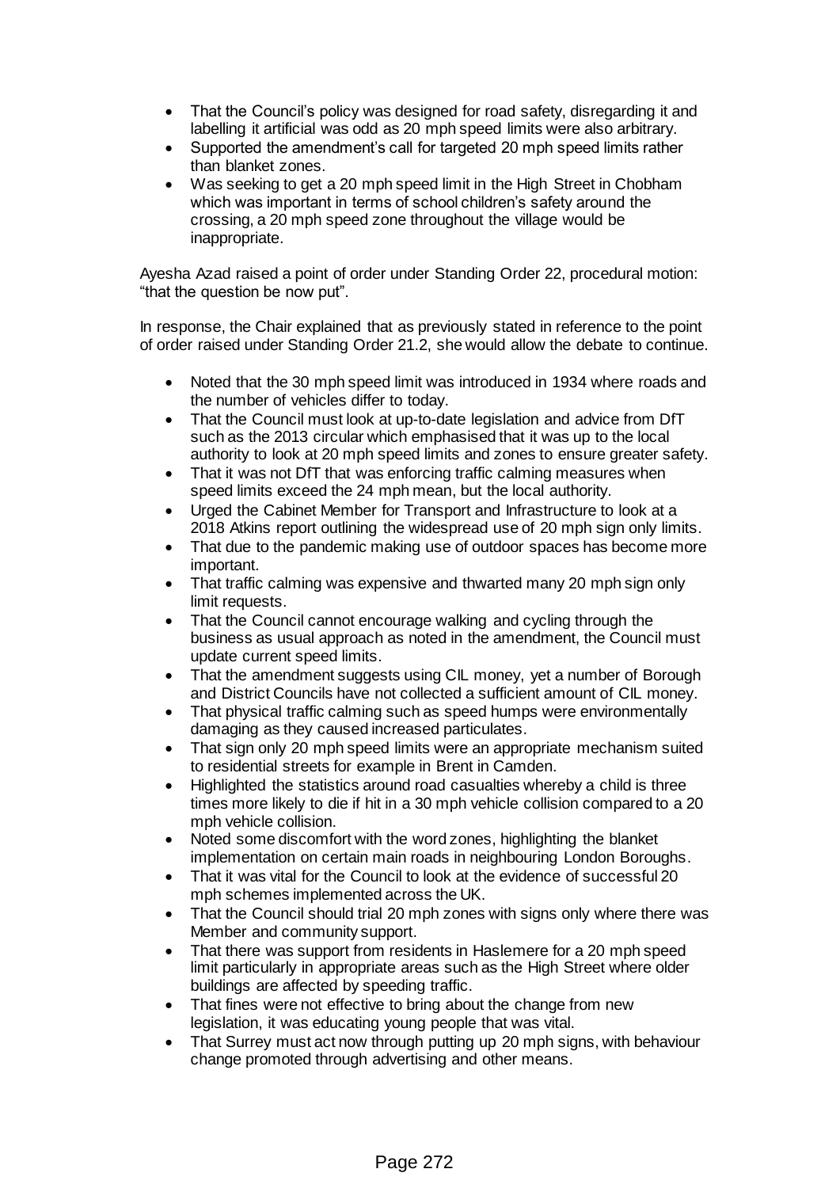- That the Council's policy was designed for road safety, disregarding it and labelling it artificial was odd as 20 mph speed limits were also arbitrary.
- Supported the amendment's call for targeted 20 mph speed limits rather than blanket zones.
- Was seeking to get a 20 mph speed limit in the High Street in Chobham which was important in terms of school children's safety around the crossing, a 20 mph speed zone throughout the village would be inappropriate.

Ayesha Azad raised a point of order under Standing Order 22, procedural motion: "that the question be now put".

In response, the Chair explained that as previously stated in reference to the point of order raised under Standing Order 21.2, she would allow the debate to continue.

- Noted that the 30 mph speed limit was introduced in 1934 where roads and the number of vehicles differ to today.
- That the Council must look at up-to-date legislation and advice from DfT such as the 2013 circular which emphasised that it was up to the local authority to look at 20 mph speed limits and zones to ensure greater safety.
- That it was not DfT that was enforcing traffic calming measures when speed limits exceed the 24 mph mean, but the local authority.
- Urged the Cabinet Member for Transport and Infrastructure to look at a 2018 Atkins report outlining the widespread use of 20 mph sign only limits.
- That due to the pandemic making use of outdoor spaces has become more important.
- That traffic calming was expensive and thwarted many 20 mph sign only limit requests.
- That the Council cannot encourage walking and cycling through the business as usual approach as noted in the amendment, the Council must update current speed limits.
- That the amendment suggests using CIL money, yet a number of Borough and District Councils have not collected a sufficient amount of CIL money.
- That physical traffic calming such as speed humps were environmentally damaging as they caused increased particulates.
- That sign only 20 mph speed limits were an appropriate mechanism suited to residential streets for example in Brent in Camden.
- Highlighted the statistics around road casualties whereby a child is three times more likely to die if hit in a 30 mph vehicle collision compared to a 20 mph vehicle collision.
- Noted some discomfort with the word zones, highlighting the blanket implementation on certain main roads in neighbouring London Boroughs.
- That it was vital for the Council to look at the evidence of successful 20 mph schemes implemented across the UK.
- That the Council should trial 20 mph zones with signs only where there was Member and community support.
- That there was support from residents in Haslemere for a 20 mph speed limit particularly in appropriate areas such as the High Street where older buildings are affected by speeding traffic.
- That fines were not effective to bring about the change from new legislation, it was educating young people that was vital.
- That Surrey must act now through putting up 20 mph signs, with behaviour change promoted through advertising and other means.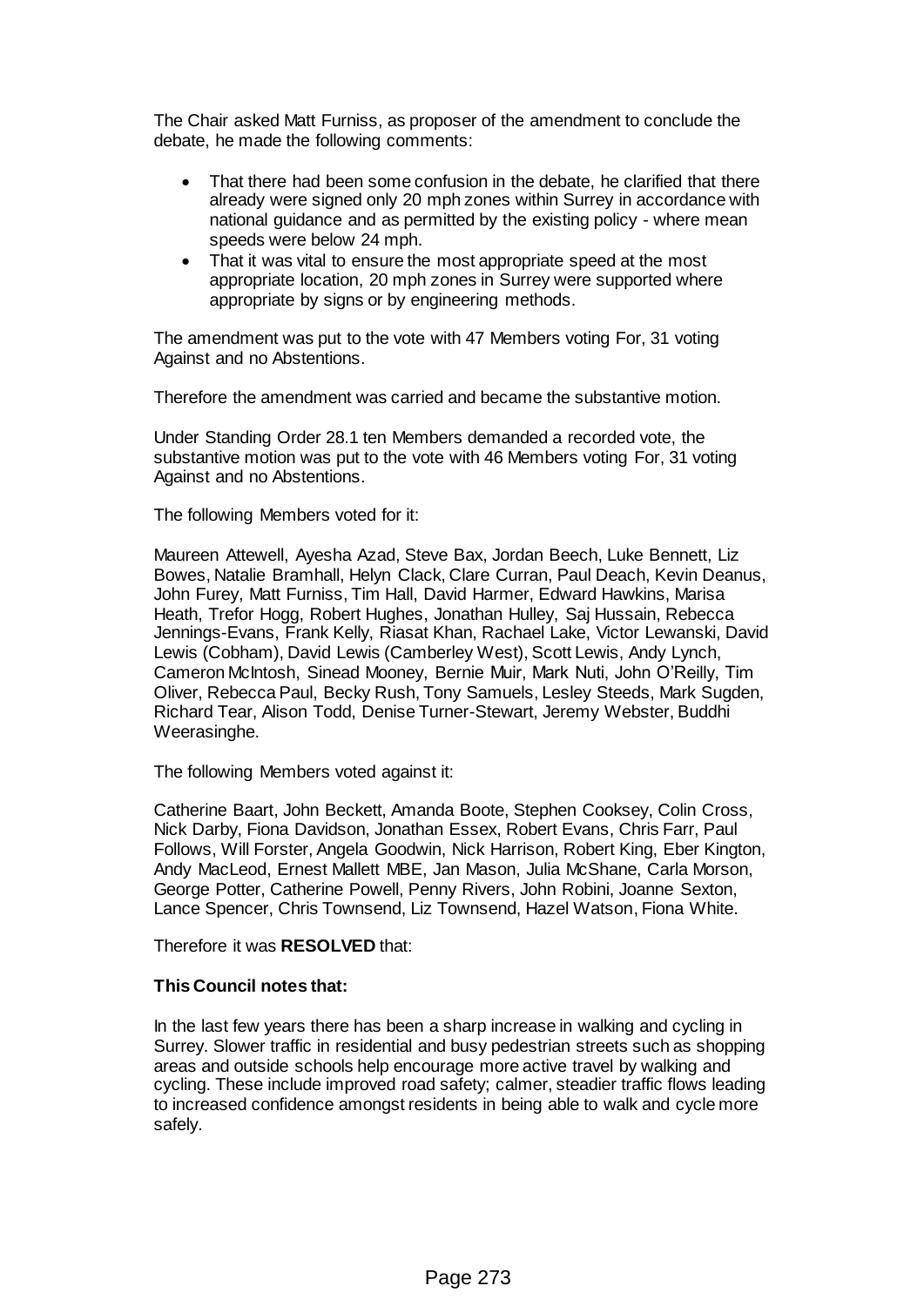The Chair asked Matt Furniss, as proposer of the amendment to conclude the debate, he made the following comments:

- That there had been some confusion in the debate, he clarified that there already were signed only 20 mph zones within Surrey in accordance with national guidance and as permitted by the existing policy - where mean speeds were below 24 mph.
- That it was vital to ensure the most appropriate speed at the most appropriate location, 20 mph zones in Surrey were supported where appropriate by signs or by engineering methods.

The amendment was put to the vote with 47 Members voting For, 31 voting Against and no Abstentions.

Therefore the amendment was carried and became the substantive motion.

Under Standing Order 28.1 ten Members demanded a recorded vote, the substantive motion was put to the vote with 46 Members voting For, 31 voting Against and no Abstentions.

The following Members voted for it:

Maureen Attewell, Ayesha Azad, Steve Bax, Jordan Beech, Luke Bennett, Liz Bowes, Natalie Bramhall, Helyn Clack, Clare Curran, Paul Deach, Kevin Deanus, John Furey, Matt Furniss, Tim Hall, David Harmer, Edward Hawkins, Marisa Heath, Trefor Hogg, Robert Hughes, Jonathan Hulley, Saj Hussain, Rebecca Jennings-Evans, Frank Kelly, Riasat Khan, Rachael Lake, Victor Lewanski, David Lewis (Cobham), David Lewis (Camberley West), Scott Lewis, Andy Lynch, Cameron McIntosh, Sinead Mooney, Bernie Muir, Mark Nuti, John O'Reilly, Tim Oliver, Rebecca Paul, Becky Rush, Tony Samuels, Lesley Steeds, Mark Sugden, Richard Tear, Alison Todd, Denise Turner-Stewart, Jeremy Webster, Buddhi Weerasinghe.

The following Members voted against it:

Catherine Baart, John Beckett, Amanda Boote, Stephen Cooksey, Colin Cross, Nick Darby, Fiona Davidson, Jonathan Essex, Robert Evans, Chris Farr, Paul Follows, Will Forster, Angela Goodwin, Nick Harrison, Robert King, Eber Kington, Andy MacLeod, Ernest Mallett MBE, Jan Mason, Julia McShane, Carla Morson, George Potter, Catherine Powell, Penny Rivers, John Robini, Joanne Sexton, Lance Spencer, Chris Townsend, Liz Townsend, Hazel Watson, Fiona White.

Therefore it was **RESOLVED** that:

**This Council notes that:**

In the last few years there has been a sharp increase in walking and cycling in Surrey. Slower traffic in residential and busy pedestrian streets such as shopping areas and outside schools help encourage more active travel by walking and cycling. These include improved road safety; calmer, steadier traffic flows leading to increased confidence amongst residents in being able to walk and cycle more safely.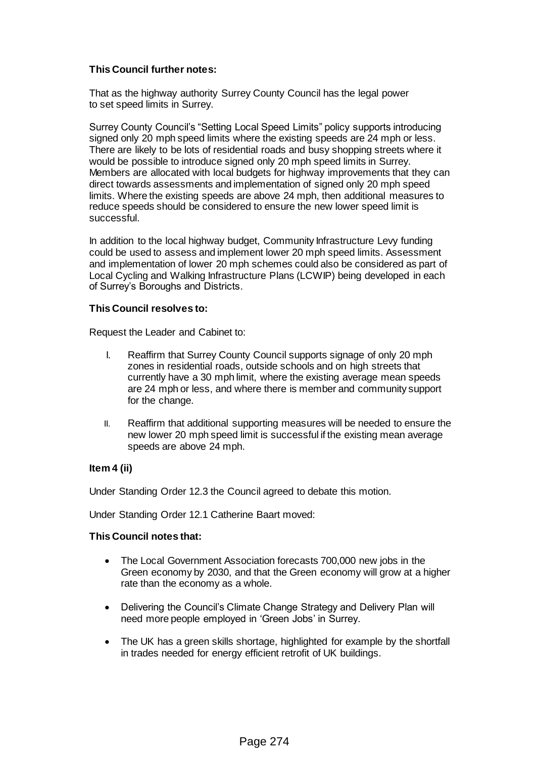**This Council further notes:**

That as the highway authority Surrey County Council has the legal power to set speed limits in Surrey.

Surrey County Council's "Setting Local Speed Limits" policy supports introducing signed only 20 mph speed limits where the existing speeds are 24 mph or less. There are likely to be lots of residential roads and busy shopping streets where it would be possible to introduce signed only 20 mph speed limits in Surrey. Members are allocated with local budgets for highway improvements that they can direct towards assessments and implementation of signed only 20 mph speed limits. Where the existing speeds are above 24 mph, then additional measures to reduce speeds should be considered to ensure the new lower speed limit is successful.

In addition to the local highway budget, Community Infrastructure Levy funding could be used to assess and implement lower 20 mph speed limits. Assessment and implementation of lower 20 mph schemes could also be considered as part of Local Cycling and Walking Infrastructure Plans (LCWIP) being developed in each of Surrey's Boroughs and Districts.

**This Council resolves to:**

Request the Leader and Cabinet to:

I. Reaffirm that Surrey County Council supports signage of only 20 mph zones in residential roads, outside schools and on high streets that currently have a 30 mph limit, where the existing average mean speeds are 24 mph or less, and where there is member and community support for the change.

II. Reaffirm that additional supporting measures will be needed to ensure the new lower 20 mph speed limit is successful if the existing mean average speeds are above 24 mph.

**Item 4 (ii)**

Under Standing Order 12.3 the Council agreed to debate this motion.

Under Standing Order 12.1 Catherine Baart moved:

**This Council notes that:**

- The Local Government Association forecasts 700,000 new jobs in the Green economy by 2030, and that the Green economy will grow at a higher rate than the economy as a whole.
- Delivering the Council's Climate Change Strategy and Delivery Plan will need more people employed in 'Green Jobs' in Surrey.
- The UK has a green skills shortage, highlighted for example by the shortfall in trades needed for energy efficient retrofit of UK buildings.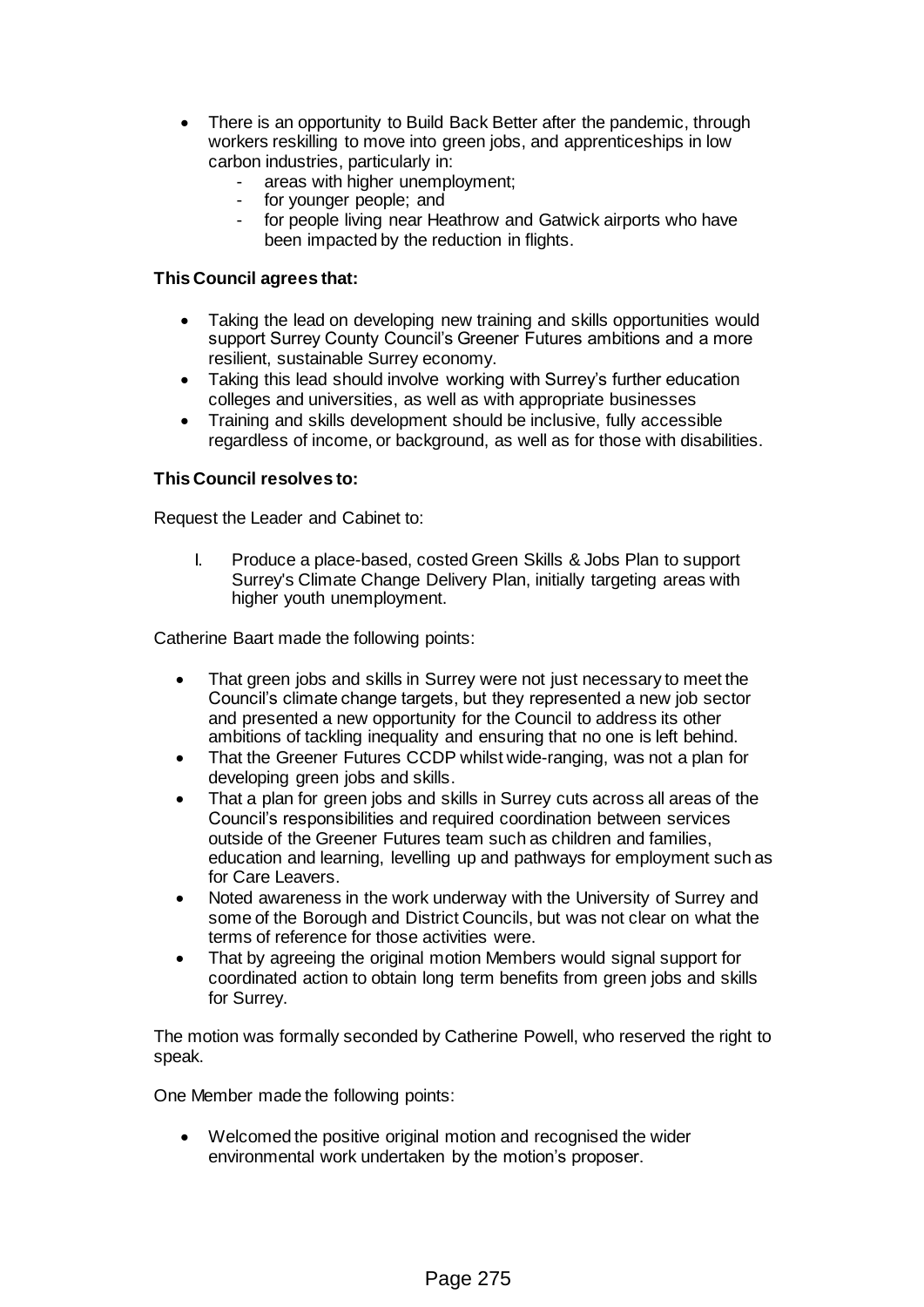- There is an opportunity to Build Back Better after the pandemic, through workers reskilling to move into green jobs, and apprenticeships in low carbon industries, particularly in:
  - areas with higher unemployment;
  - for younger people; and
  - for people living near Heathrow and Gatwick airports who have been impacted by the reduction in flights.

**This Council agrees that:**

- Taking the lead on developing new training and skills opportunities would support Surrey County Council's Greener Futures ambitions and a more resilient, sustainable Surrey economy.
- Taking this lead should involve working with Surrey's further education colleges and universities, as well as with appropriate businesses
- Training and skills development should be inclusive, fully accessible regardless of income, or background, as well as for those with disabilities.

**This Council resolves to:**

Request the Leader and Cabinet to:

I. Produce a place-based, costed Green Skills & Jobs Plan to support Surrey's Climate Change Delivery Plan, initially targeting areas with higher youth unemployment.

Catherine Baart made the following points:

- That green jobs and skills in Surrey were not just necessary to meet the Council's climate change targets, but they represented a new job sector and presented a new opportunity for the Council to address its other ambitions of tackling inequality and ensuring that no one is left behind.
- That the Greener Futures CCDP whilst wide-ranging, was not a plan for developing green jobs and skills.
- That a plan for green jobs and skills in Surrey cuts across all areas of the Council's responsibilities and required coordination between services outside of the Greener Futures team such as children and families, education and learning, levelling up and pathways for employment such as for Care Leavers.
- Noted awareness in the work underway with the University of Surrey and some of the Borough and District Councils, but was not clear on what the terms of reference for those activities were.
- That by agreeing the original motion Members would signal support for coordinated action to obtain long term benefits from green jobs and skills for Surrey.

The motion was formally seconded by Catherine Powell, who reserved the right to speak.

One Member made the following points:

- Welcomed the positive original motion and recognised the wider environmental work undertaken by the motion's proposer.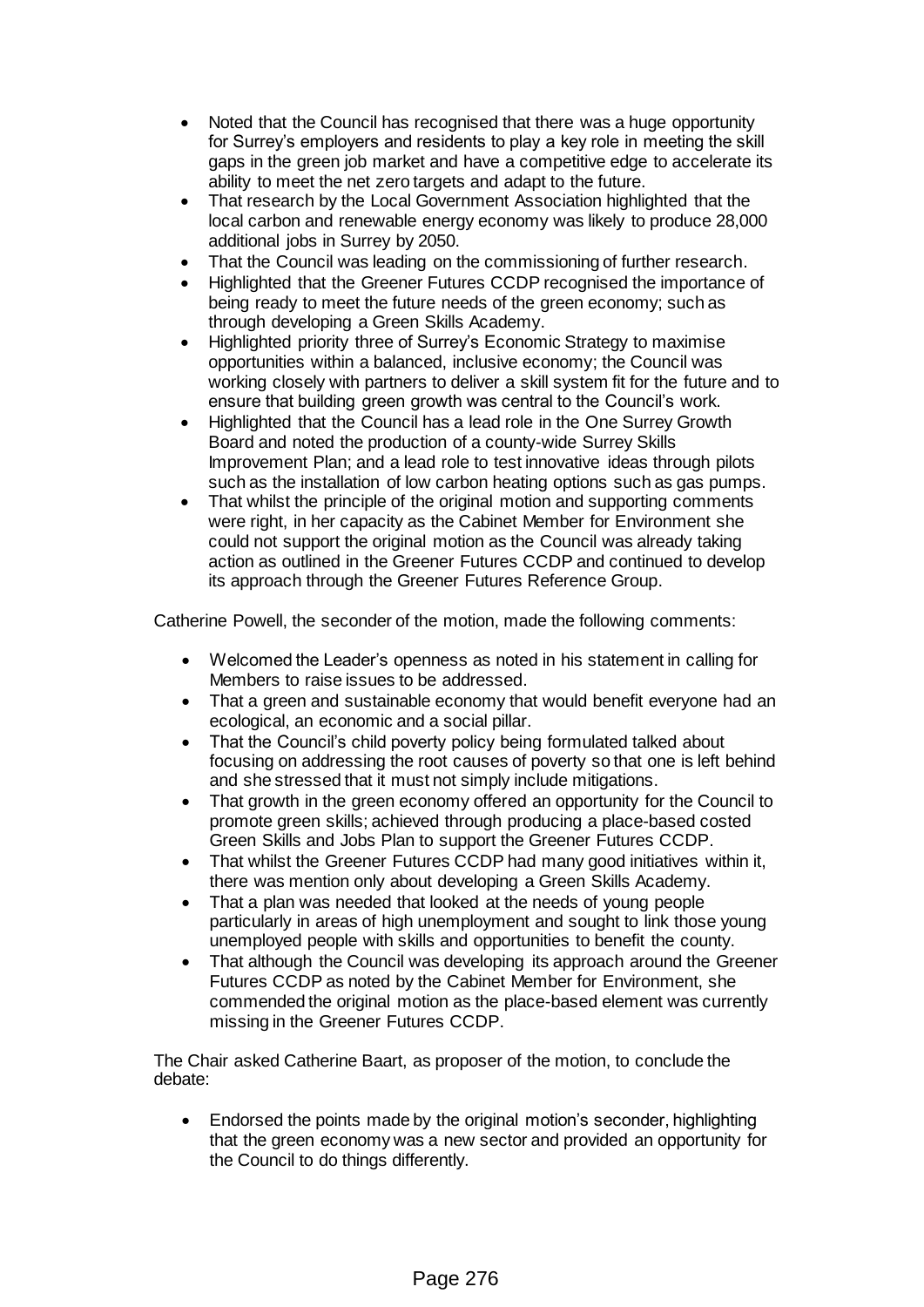- Noted that the Council has recognised that there was a huge opportunity for Surrey's employers and residents to play a key role in meeting the skill gaps in the green job market and have a competitive edge to accelerate its ability to meet the net zero targets and adapt to the future.
- That research by the Local Government Association highlighted that the local carbon and renewable energy economy was likely to produce 28,000 additional jobs in Surrey by 2050.
- That the Council was leading on the commissioning of further research.
- Highlighted that the Greener Futures CCDP recognised the importance of being ready to meet the future needs of the green economy; such as through developing a Green Skills Academy.
- Highlighted priority three of Surrey's Economic Strategy to maximise opportunities within a balanced, inclusive economy; the Council was working closely with partners to deliver a skill system fit for the future and to ensure that building green growth was central to the Council's work.
- Highlighted that the Council has a lead role in the One Surrey Growth Board and noted the production of a county-wide Surrey Skills Improvement Plan; and a lead role to test innovative ideas through pilots such as the installation of low carbon heating options such as gas pumps.
- That whilst the principle of the original motion and supporting comments were right, in her capacity as the Cabinet Member for Environment she could not support the original motion as the Council was already taking action as outlined in the Greener Futures CCDP and continued to develop its approach through the Greener Futures Reference Group.

Catherine Powell, the seconder of the motion, made the following comments:

- Welcomed the Leader's openness as noted in his statement in calling for Members to raise issues to be addressed.
- That a green and sustainable economy that would benefit everyone had an ecological, an economic and a social pillar.
- That the Council's child poverty policy being formulated talked about focusing on addressing the root causes of poverty so that one is left behind and she stressed that it must not simply include mitigations.
- That growth in the green economy offered an opportunity for the Council to promote green skills; achieved through producing a place-based costed Green Skills and Jobs Plan to support the Greener Futures CCDP.
- That whilst the Greener Futures CCDP had many good initiatives within it, there was mention only about developing a Green Skills Academy.
- That a plan was needed that looked at the needs of young people particularly in areas of high unemployment and sought to link those young unemployed people with skills and opportunities to benefit the county.
- That although the Council was developing its approach around the Greener Futures CCDP as noted by the Cabinet Member for Environment, she commended the original motion as the place-based element was currently missing in the Greener Futures CCDP.

The Chair asked Catherine Baart, as proposer of the motion, to conclude the debate:

- Endorsed the points made by the original motion's seconder, highlighting that the green economy was a new sector and provided an opportunity for the Council to do things differently.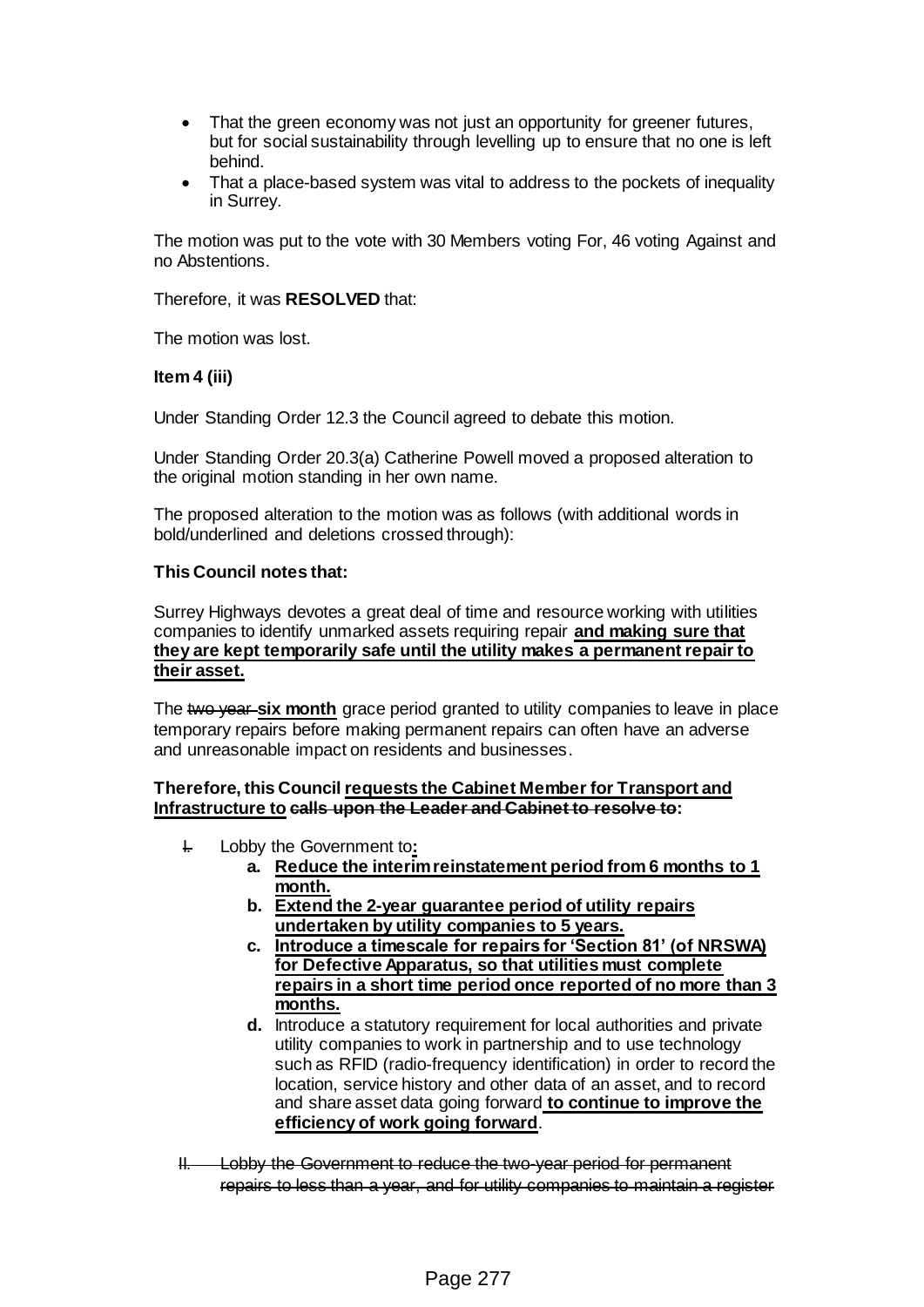- That the green economy was not just an opportunity for greener futures, but for social sustainability through levelling up to ensure that no one is left behind.
- That a place-based system was vital to address to the pockets of inequality in Surrey.

The motion was put to the vote with 30 Members voting For, 46 voting Against and no Abstentions.

Therefore, it was **RESOLVED** that:

The motion was lost.

**Item 4 (iii)**

Under Standing Order 12.3 the Council agreed to debate this motion.

Under Standing Order 20.3(a) Catherine Powell moved a proposed alteration to the original motion standing in her own name.

The proposed alteration to the motion was as follows (with additional words in bold/underlined and deletions crossed through):

**This Council notes that:**

Surrey Highways devotes a great deal of time and resource working with utilities companies to identify unmarked assets requiring repair <u>**and making sure that they are kept temporarily safe until the utility makes a permanent repair to their asset.**</u>

The ~~two year~~ **six month** grace period granted to utility companies to leave in place temporary repairs before making permanent repairs can often have an adverse and unreasonable impact on residents and businesses.

**Therefore, this Council <u>requests the Cabinet Member for Transport and Infrastructure to</u> ~~calls upon the Leader and Cabinet to resolve to~~:**

~~I.~~ Lobby the Government to<u>**:**</u>

a. <u>**Reduce the interim reinstatement period from 6 months to 1 month.**</u>
b. <u>**Extend the 2-year guarantee period of utility repairs undertaken by utility companies to 5 years.**</u>
c. <u>**Introduce a timescale for repairs for 'Section 81' (of NRSWA) for Defective Apparatus, so that utilities must complete repairs in a short time period once reported of no more than 3 months.**</u>
d. Introduce a statutory requirement for local authorities and private utility companies to work in partnership and to use technology such as RFID (radio-frequency identification) in order to record the location, service history and other data of an asset, and to record and share asset data going forward <u>**to continue to improve the efficiency of work going forward**</u>.

~~II. Lobby the Government to reduce the two-year period for permanent repairs to less than a year, and for utility companies to maintain a register~~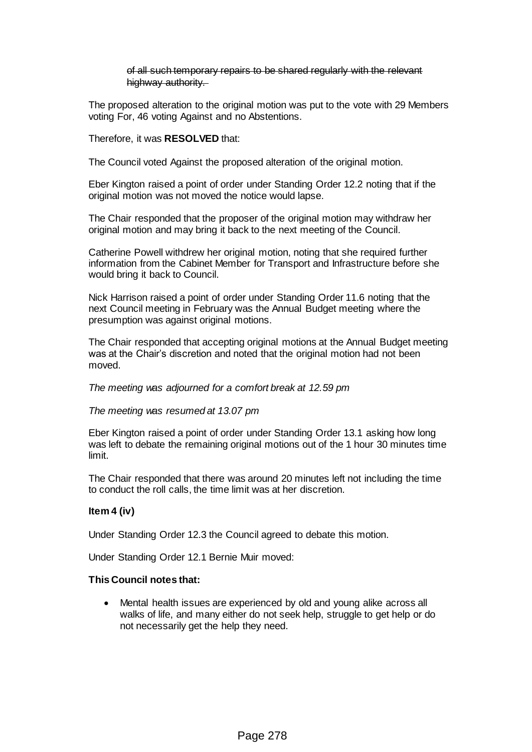~~of all such temporary repairs to be shared regularly with the relevant highway authority.~~

The proposed alteration to the original motion was put to the vote with 29 Members voting For, 46 voting Against and no Abstentions.

Therefore, it was **RESOLVED** that:

The Council voted Against the proposed alteration of the original motion.

Eber Kington raised a point of order under Standing Order 12.2 noting that if the original motion was not moved the notice would lapse.

The Chair responded that the proposer of the original motion may withdraw her original motion and may bring it back to the next meeting of the Council.

Catherine Powell withdrew her original motion, noting that she required further information from the Cabinet Member for Transport and Infrastructure before she would bring it back to Council.

Nick Harrison raised a point of order under Standing Order 11.6 noting that the next Council meeting in February was the Annual Budget meeting where the presumption was against original motions.

The Chair responded that accepting original motions at the Annual Budget meeting was at the Chair's discretion and noted that the original motion had not been moved.

*The meeting was adjourned for a comfort break at 12.59 pm*

*The meeting was resumed at 13.07 pm*

Eber Kington raised a point of order under Standing Order 13.1 asking how long was left to debate the remaining original motions out of the 1 hour 30 minutes time limit.

The Chair responded that there was around 20 minutes left not including the time to conduct the roll calls, the time limit was at her discretion.

**Item 4 (iv)**

Under Standing Order 12.3 the Council agreed to debate this motion.

Under Standing Order 12.1 Bernie Muir moved:

**This Council notes that:**

- Mental health issues are experienced by old and young alike across all walks of life, and many either do not seek help, struggle to get help or do not necessarily get the help they need.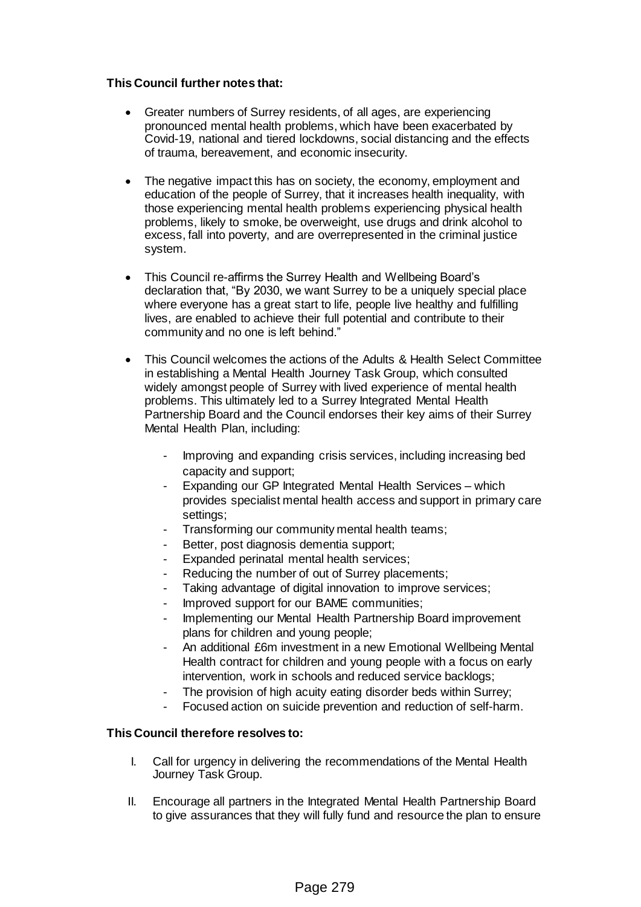**This Council further notes that:**

- Greater numbers of Surrey residents, of all ages, are experiencing pronounced mental health problems, which have been exacerbated by Covid-19, national and tiered lockdowns, social distancing and the effects of trauma, bereavement, and economic insecurity.

- The negative impact this has on society, the economy, employment and education of the people of Surrey, that it increases health inequality, with those experiencing mental health problems experiencing physical health problems, likely to smoke, be overweight, use drugs and drink alcohol to excess, fall into poverty, and are overrepresented in the criminal justice system.

- This Council re-affirms the Surrey Health and Wellbeing Board's declaration that, "By 2030, we want Surrey to be a uniquely special place where everyone has a great start to life, people live healthy and fulfilling lives, are enabled to achieve their full potential and contribute to their community and no one is left behind."

- This Council welcomes the actions of the Adults & Health Select Committee in establishing a Mental Health Journey Task Group, which consulted widely amongst people of Surrey with lived experience of mental health problems. This ultimately led to a Surrey Integrated Mental Health Partnership Board and the Council endorses their key aims of their Surrey Mental Health Plan, including:

  - Improving and expanding crisis services, including increasing bed capacity and support;
  - Expanding our GP Integrated Mental Health Services – which provides specialist mental health access and support in primary care settings;
  - Transforming our community mental health teams;
  - Better, post diagnosis dementia support;
  - Expanded perinatal mental health services;
  - Reducing the number of out of Surrey placements;
  - Taking advantage of digital innovation to improve services;
  - Improved support for our BAME communities;
  - Implementing our Mental Health Partnership Board improvement plans for children and young people;
  - An additional £6m investment in a new Emotional Wellbeing Mental Health contract for children and young people with a focus on early intervention, work in schools and reduced service backlogs;
  - The provision of high acuity eating disorder beds within Surrey;
  - Focused action on suicide prevention and reduction of self-harm.

**This Council therefore resolves to:**

I. Call for urgency in delivering the recommendations of the Mental Health Journey Task Group.

II. Encourage all partners in the Integrated Mental Health Partnership Board to give assurances that they will fully fund and resource the plan to ensure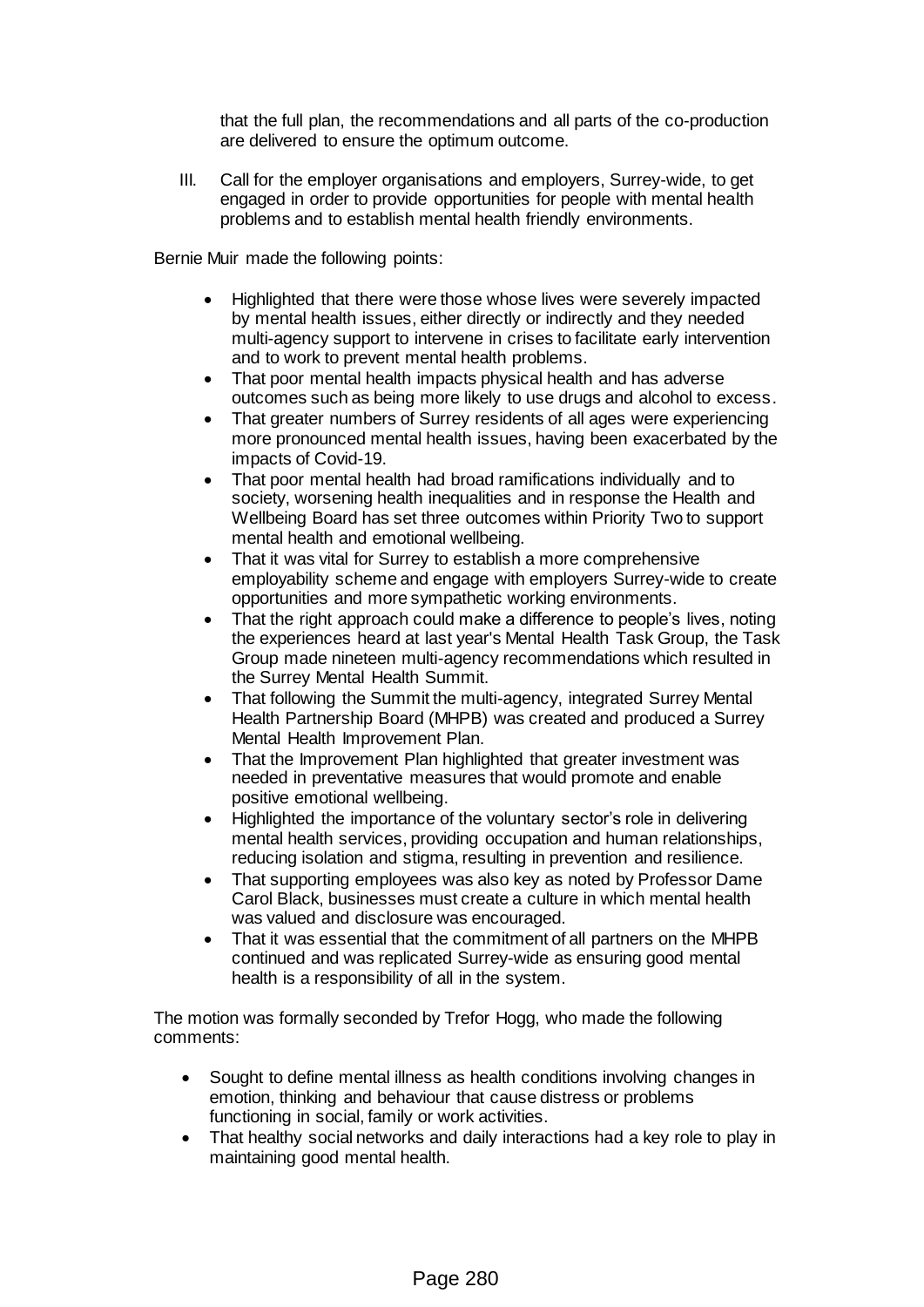that the full plan, the recommendations and all parts of the co-production are delivered to ensure the optimum outcome.

III. Call for the employer organisations and employers, Surrey-wide, to get engaged in order to provide opportunities for people with mental health problems and to establish mental health friendly environments.

Bernie Muir made the following points:

- Highlighted that there were those whose lives were severely impacted by mental health issues, either directly or indirectly and they needed multi-agency support to intervene in crises to facilitate early intervention and to work to prevent mental health problems.
- That poor mental health impacts physical health and has adverse outcomes such as being more likely to use drugs and alcohol to excess.
- That greater numbers of Surrey residents of all ages were experiencing more pronounced mental health issues, having been exacerbated by the impacts of Covid-19.
- That poor mental health had broad ramifications individually and to society, worsening health inequalities and in response the Health and Wellbeing Board has set three outcomes within Priority Two to support mental health and emotional wellbeing.
- That it was vital for Surrey to establish a more comprehensive employability scheme and engage with employers Surrey-wide to create opportunities and more sympathetic working environments.
- That the right approach could make a difference to people's lives, noting the experiences heard at last year's Mental Health Task Group, the Task Group made nineteen multi-agency recommendations which resulted in the Surrey Mental Health Summit.
- That following the Summit the multi-agency, integrated Surrey Mental Health Partnership Board (MHPB) was created and produced a Surrey Mental Health Improvement Plan.
- That the Improvement Plan highlighted that greater investment was needed in preventative measures that would promote and enable positive emotional wellbeing.
- Highlighted the importance of the voluntary sector's role in delivering mental health services, providing occupation and human relationships, reducing isolation and stigma, resulting in prevention and resilience.
- That supporting employees was also key as noted by Professor Dame Carol Black, businesses must create a culture in which mental health was valued and disclosure was encouraged.
- That it was essential that the commitment of all partners on the MHPB continued and was replicated Surrey-wide as ensuring good mental health is a responsibility of all in the system.

The motion was formally seconded by Trefor Hogg, who made the following comments:

- Sought to define mental illness as health conditions involving changes in emotion, thinking and behaviour that cause distress or problems functioning in social, family or work activities.
- That healthy social networks and daily interactions had a key role to play in maintaining good mental health.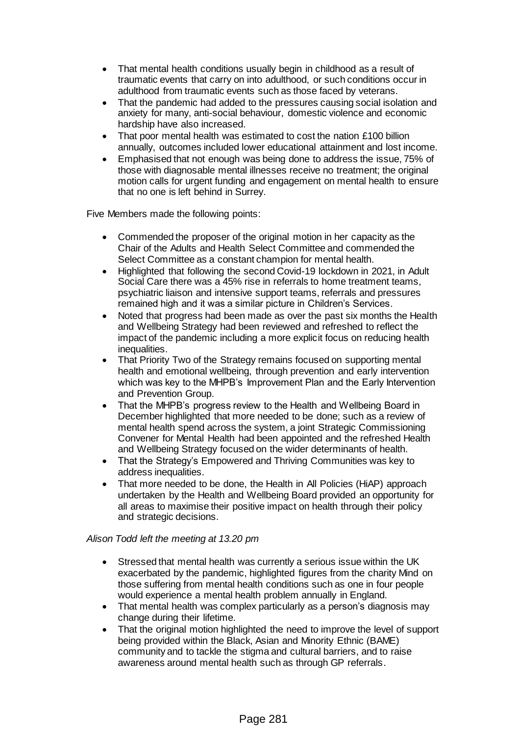- That mental health conditions usually begin in childhood as a result of traumatic events that carry on into adulthood, or such conditions occur in adulthood from traumatic events such as those faced by veterans.
- That the pandemic had added to the pressures causing social isolation and anxiety for many, anti-social behaviour, domestic violence and economic hardship have also increased.
- That poor mental health was estimated to cost the nation £100 billion annually, outcomes included lower educational attainment and lost income.
- Emphasised that not enough was being done to address the issue, 75% of those with diagnosable mental illnesses receive no treatment; the original motion calls for urgent funding and engagement on mental health to ensure that no one is left behind in Surrey.

Five Members made the following points:

- Commended the proposer of the original motion in her capacity as the Chair of the Adults and Health Select Committee and commended the Select Committee as a constant champion for mental health.
- Highlighted that following the second Covid-19 lockdown in 2021, in Adult Social Care there was a 45% rise in referrals to home treatment teams, psychiatric liaison and intensive support teams, referrals and pressures remained high and it was a similar picture in Children's Services.
- Noted that progress had been made as over the past six months the Health and Wellbeing Strategy had been reviewed and refreshed to reflect the impact of the pandemic including a more explicit focus on reducing health inequalities.
- That Priority Two of the Strategy remains focused on supporting mental health and emotional wellbeing, through prevention and early intervention which was key to the MHPB's Improvement Plan and the Early Intervention and Prevention Group.
- That the MHPB's progress review to the Health and Wellbeing Board in December highlighted that more needed to be done; such as a review of mental health spend across the system, a joint Strategic Commissioning Convener for Mental Health had been appointed and the refreshed Health and Wellbeing Strategy focused on the wider determinants of health.
- That the Strategy's Empowered and Thriving Communities was key to address inequalities.
- That more needed to be done, the Health in All Policies (HiAP) approach undertaken by the Health and Wellbeing Board provided an opportunity for all areas to maximise their positive impact on health through their policy and strategic decisions.

*Alison Todd left the meeting at 13.20 pm*

- Stressed that mental health was currently a serious issue within the UK exacerbated by the pandemic, highlighted figures from the charity Mind on those suffering from mental health conditions such as one in four people would experience a mental health problem annually in England.
- That mental health was complex particularly as a person's diagnosis may change during their lifetime.
- That the original motion highlighted the need to improve the level of support being provided within the Black, Asian and Minority Ethnic (BAME) community and to tackle the stigma and cultural barriers, and to raise awareness around mental health such as through GP referrals.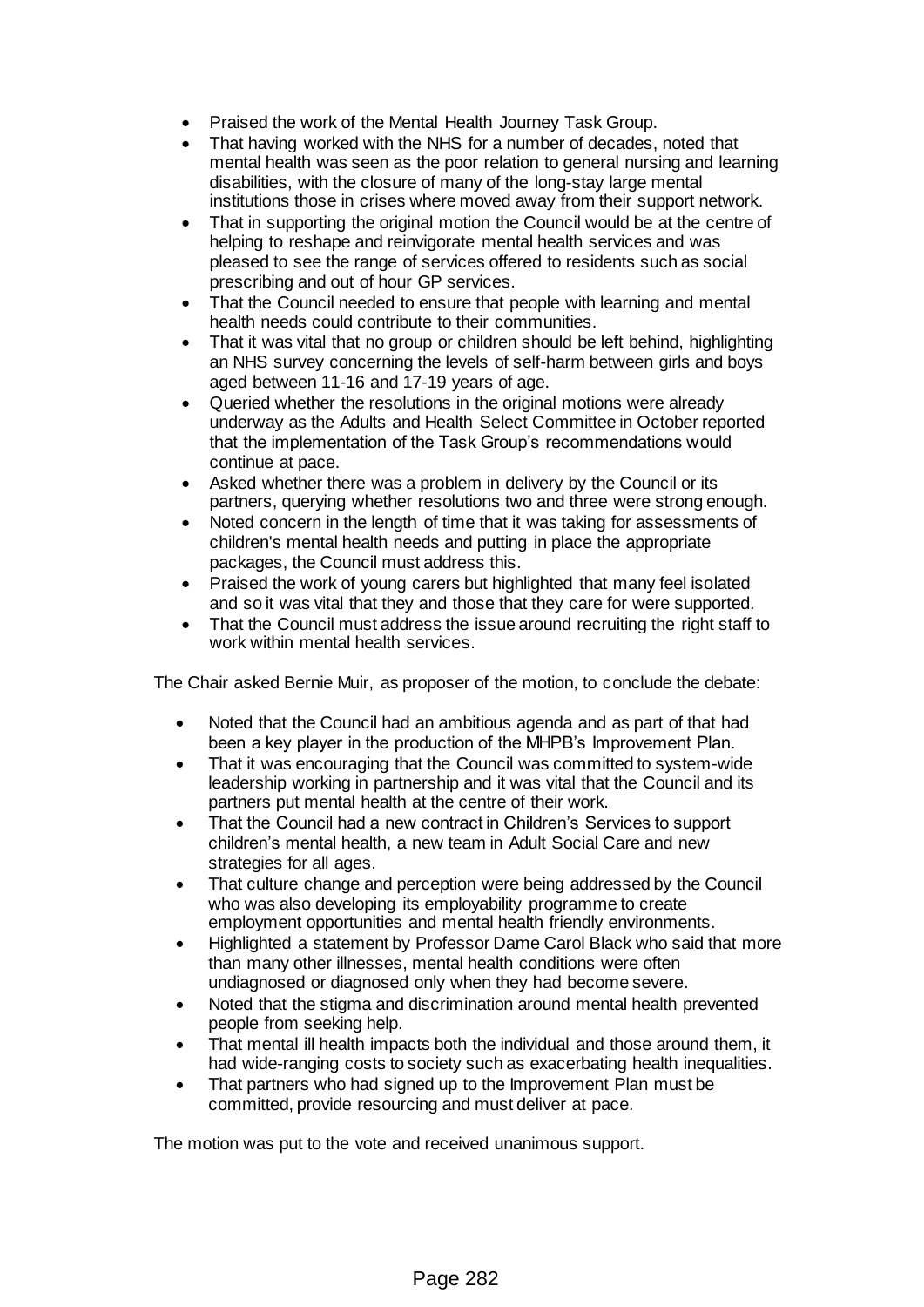- Praised the work of the Mental Health Journey Task Group.
- That having worked with the NHS for a number of decades, noted that mental health was seen as the poor relation to general nursing and learning disabilities, with the closure of many of the long-stay large mental institutions those in crises where moved away from their support network.
- That in supporting the original motion the Council would be at the centre of helping to reshape and reinvigorate mental health services and was pleased to see the range of services offered to residents such as social prescribing and out of hour GP services.
- That the Council needed to ensure that people with learning and mental health needs could contribute to their communities.
- That it was vital that no group or children should be left behind, highlighting an NHS survey concerning the levels of self-harm between girls and boys aged between 11-16 and 17-19 years of age.
- Queried whether the resolutions in the original motions were already underway as the Adults and Health Select Committee in October reported that the implementation of the Task Group's recommendations would continue at pace.
- Asked whether there was a problem in delivery by the Council or its partners, querying whether resolutions two and three were strong enough.
- Noted concern in the length of time that it was taking for assessments of children's mental health needs and putting in place the appropriate packages, the Council must address this.
- Praised the work of young carers but highlighted that many feel isolated and so it was vital that they and those that they care for were supported.
- That the Council must address the issue around recruiting the right staff to work within mental health services.

The Chair asked Bernie Muir, as proposer of the motion, to conclude the debate:

- Noted that the Council had an ambitious agenda and as part of that had been a key player in the production of the MHPB's Improvement Plan.
- That it was encouraging that the Council was committed to system-wide leadership working in partnership and it was vital that the Council and its partners put mental health at the centre of their work.
- That the Council had a new contract in Children's Services to support children's mental health, a new team in Adult Social Care and new strategies for all ages.
- That culture change and perception were being addressed by the Council who was also developing its employability programme to create employment opportunities and mental health friendly environments.
- Highlighted a statement by Professor Dame Carol Black who said that more than many other illnesses, mental health conditions were often undiagnosed or diagnosed only when they had become severe.
- Noted that the stigma and discrimination around mental health prevented people from seeking help.
- That mental ill health impacts both the individual and those around them, it had wide-ranging costs to society such as exacerbating health inequalities.
- That partners who had signed up to the Improvement Plan must be committed, provide resourcing and must deliver at pace.

The motion was put to the vote and received unanimous support.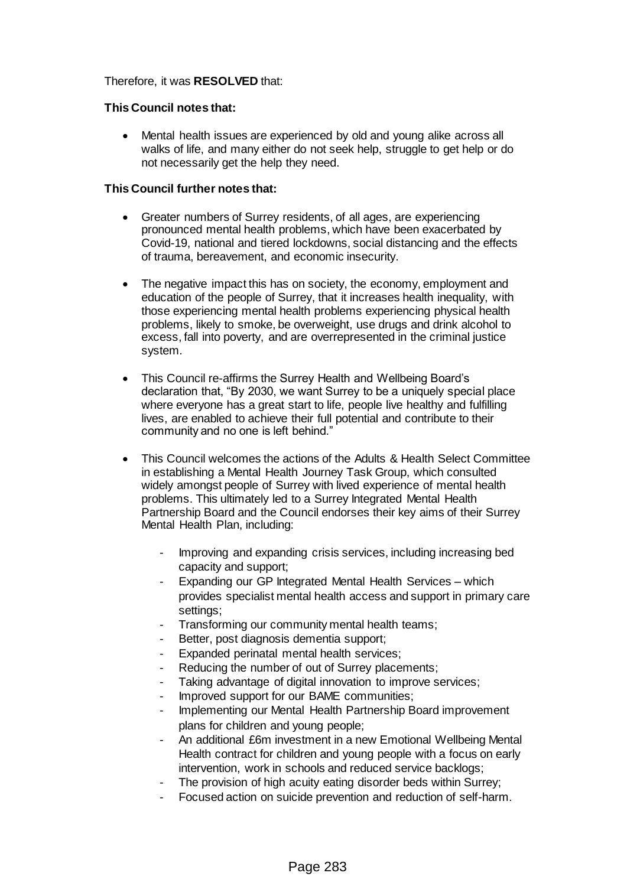Therefore, it was **RESOLVED** that:

**This Council notes that:**

- Mental health issues are experienced by old and young alike across all walks of life, and many either do not seek help, struggle to get help or do not necessarily get the help they need.

**This Council further notes that:**

- Greater numbers of Surrey residents, of all ages, are experiencing pronounced mental health problems, which have been exacerbated by Covid-19, national and tiered lockdowns, social distancing and the effects of trauma, bereavement, and economic insecurity.

- The negative impact this has on society, the economy, employment and education of the people of Surrey, that it increases health inequality, with those experiencing mental health problems experiencing physical health problems, likely to smoke, be overweight, use drugs and drink alcohol to excess, fall into poverty, and are overrepresented in the criminal justice system.

- This Council re-affirms the Surrey Health and Wellbeing Board's declaration that, "By 2030, we want Surrey to be a uniquely special place where everyone has a great start to life, people live healthy and fulfilling lives, are enabled to achieve their full potential and contribute to their community and no one is left behind."

- This Council welcomes the actions of the Adults & Health Select Committee in establishing a Mental Health Journey Task Group, which consulted widely amongst people of Surrey with lived experience of mental health problems. This ultimately led to a Surrey Integrated Mental Health Partnership Board and the Council endorses their key aims of their Surrey Mental Health Plan, including:

  - Improving and expanding crisis services, including increasing bed capacity and support;
  - Expanding our GP Integrated Mental Health Services – which provides specialist mental health access and support in primary care settings;
  - Transforming our community mental health teams;
  - Better, post diagnosis dementia support;
  - Expanded perinatal mental health services;
  - Reducing the number of out of Surrey placements;
  - Taking advantage of digital innovation to improve services;
  - Improved support for our BAME communities;
  - Implementing our Mental Health Partnership Board improvement plans for children and young people;
  - An additional £6m investment in a new Emotional Wellbeing Mental Health contract for children and young people with a focus on early intervention, work in schools and reduced service backlogs;
  - The provision of high acuity eating disorder beds within Surrey;
  - Focused action on suicide prevention and reduction of self-harm.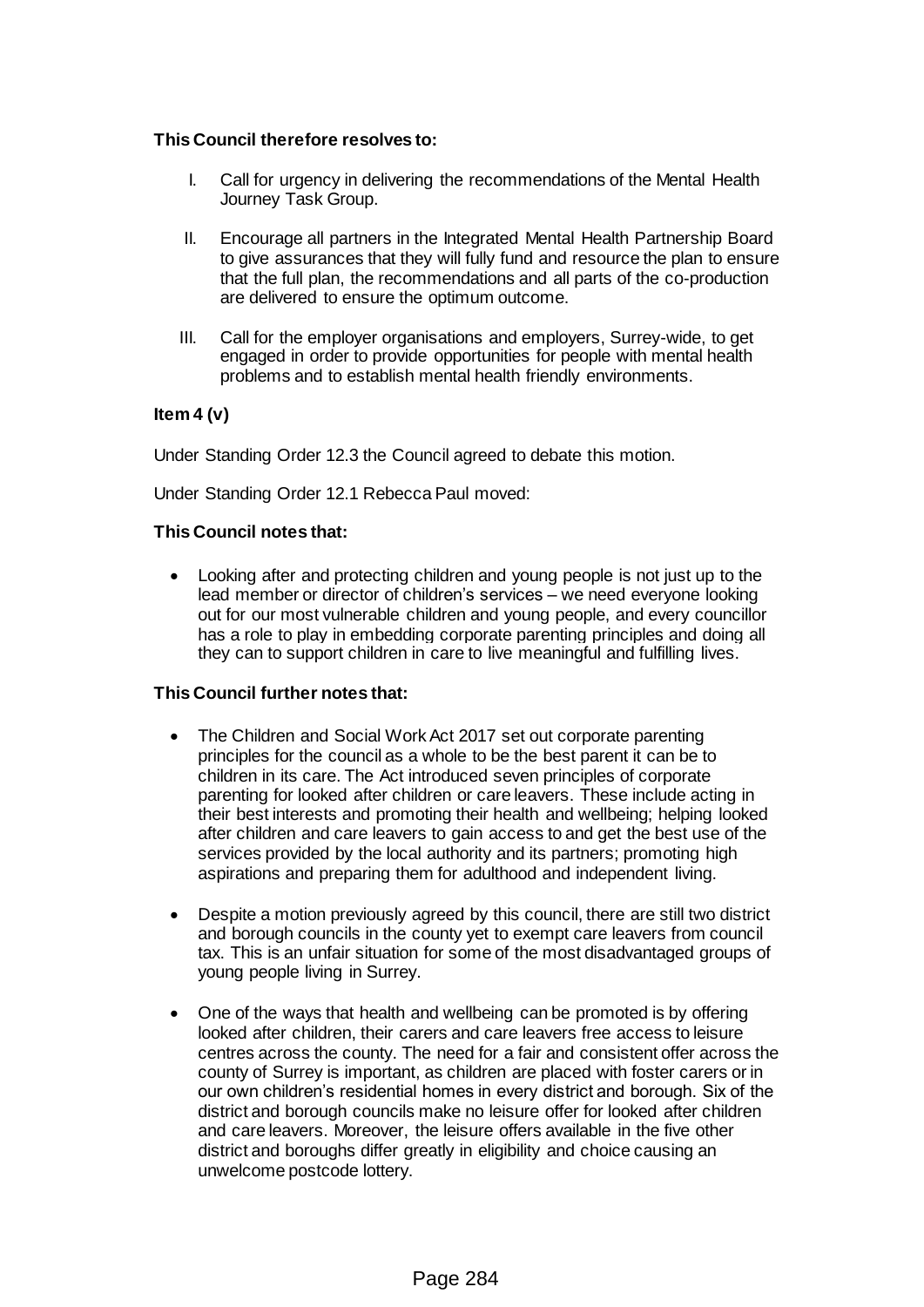**This Council therefore resolves to:**

I. Call for urgency in delivering the recommendations of the Mental Health Journey Task Group.

II. Encourage all partners in the Integrated Mental Health Partnership Board to give assurances that they will fully fund and resource the plan to ensure that the full plan, the recommendations and all parts of the co-production are delivered to ensure the optimum outcome.

III. Call for the employer organisations and employers, Surrey-wide, to get engaged in order to provide opportunities for people with mental health problems and to establish mental health friendly environments.

**Item 4 (v)**

Under Standing Order 12.3 the Council agreed to debate this motion.

Under Standing Order 12.1 Rebecca Paul moved:

**This Council notes that:**

- Looking after and protecting children and young people is not just up to the lead member or director of children's services – we need everyone looking out for our most vulnerable children and young people, and every councillor has a role to play in embedding corporate parenting principles and doing all they can to support children in care to live meaningful and fulfilling lives.

**This Council further notes that:**

- The Children and Social Work Act 2017 set out corporate parenting principles for the council as a whole to be the best parent it can be to children in its care. The Act introduced seven principles of corporate parenting for looked after children or care leavers. These include acting in their best interests and promoting their health and wellbeing; helping looked after children and care leavers to gain access to and get the best use of the services provided by the local authority and its partners; promoting high aspirations and preparing them for adulthood and independent living.

- Despite a motion previously agreed by this council, there are still two district and borough councils in the county yet to exempt care leavers from council tax. This is an unfair situation for some of the most disadvantaged groups of young people living in Surrey.

- One of the ways that health and wellbeing can be promoted is by offering looked after children, their carers and care leavers free access to leisure centres across the county. The need for a fair and consistent offer across the county of Surrey is important, as children are placed with foster carers or in our own children's residential homes in every district and borough. Six of the district and borough councils make no leisure offer for looked after children and care leavers. Moreover, the leisure offers available in the five other district and boroughs differ greatly in eligibility and choice causing an unwelcome postcode lottery.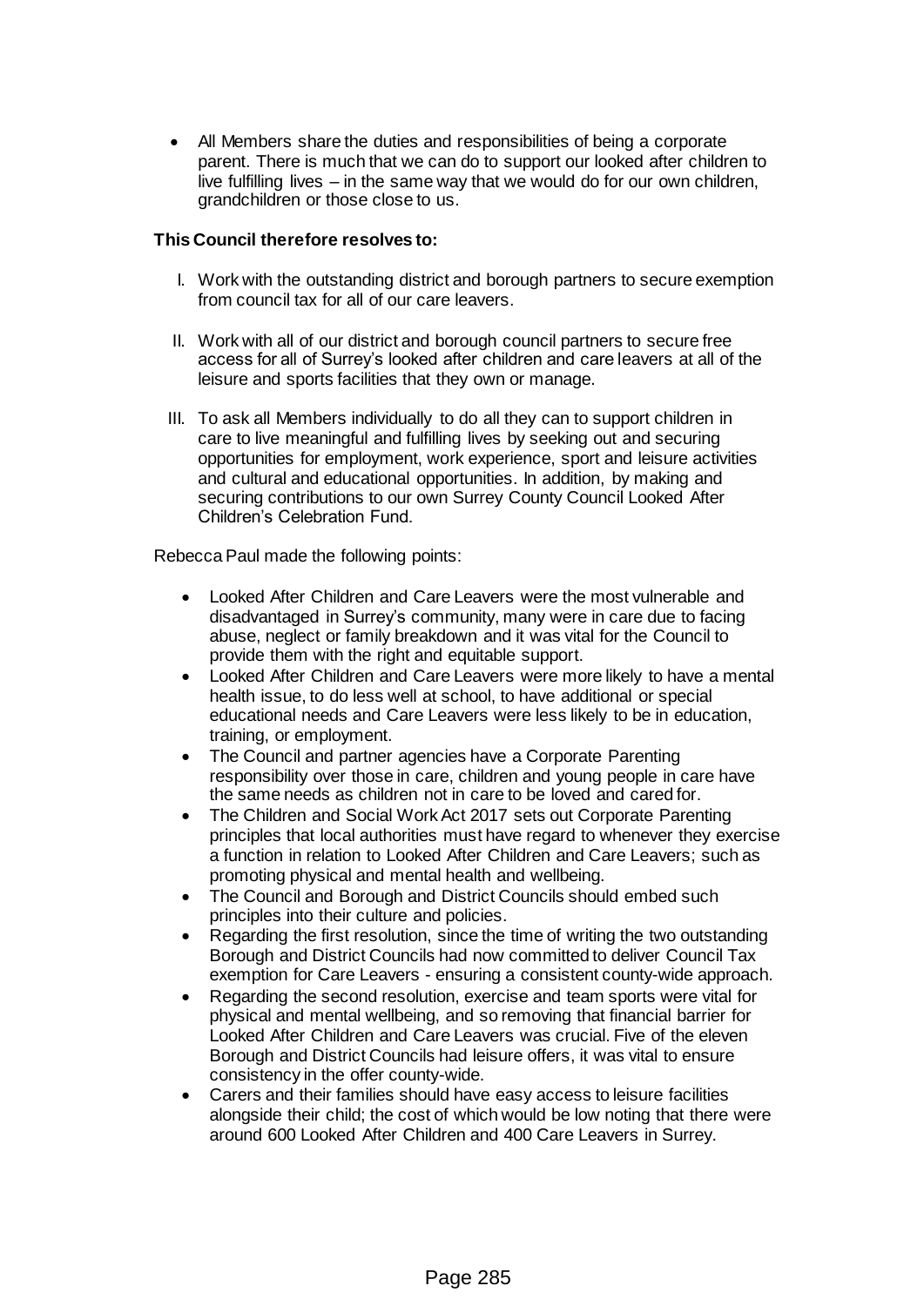- All Members share the duties and responsibilities of being a corporate parent. There is much that we can do to support our looked after children to live fulfilling lives – in the same way that we would do for our own children, grandchildren or those close to us.

**This Council therefore resolves to:**

I. Work with the outstanding district and borough partners to secure exemption from council tax for all of our care leavers.

II. Work with all of our district and borough council partners to secure free access for all of Surrey's looked after children and care leavers at all of the leisure and sports facilities that they own or manage.

III. To ask all Members individually to do all they can to support children in care to live meaningful and fulfilling lives by seeking out and securing opportunities for employment, work experience, sport and leisure activities and cultural and educational opportunities. In addition, by making and securing contributions to our own Surrey County Council Looked After Children's Celebration Fund.

Rebecca Paul made the following points:

- Looked After Children and Care Leavers were the most vulnerable and disadvantaged in Surrey's community, many were in care due to facing abuse, neglect or family breakdown and it was vital for the Council to provide them with the right and equitable support.
- Looked After Children and Care Leavers were more likely to have a mental health issue, to do less well at school, to have additional or special educational needs and Care Leavers were less likely to be in education, training, or employment.
- The Council and partner agencies have a Corporate Parenting responsibility over those in care, children and young people in care have the same needs as children not in care to be loved and cared for.
- The Children and Social Work Act 2017 sets out Corporate Parenting principles that local authorities must have regard to whenever they exercise a function in relation to Looked After Children and Care Leavers; such as promoting physical and mental health and wellbeing.
- The Council and Borough and District Councils should embed such principles into their culture and policies.
- Regarding the first resolution, since the time of writing the two outstanding Borough and District Councils had now committed to deliver Council Tax exemption for Care Leavers - ensuring a consistent county-wide approach.
- Regarding the second resolution, exercise and team sports were vital for physical and mental wellbeing, and so removing that financial barrier for Looked After Children and Care Leavers was crucial. Five of the eleven Borough and District Councils had leisure offers, it was vital to ensure consistency in the offer county-wide.
- Carers and their families should have easy access to leisure facilities alongside their child; the cost of which would be low noting that there were around 600 Looked After Children and 400 Care Leavers in Surrey.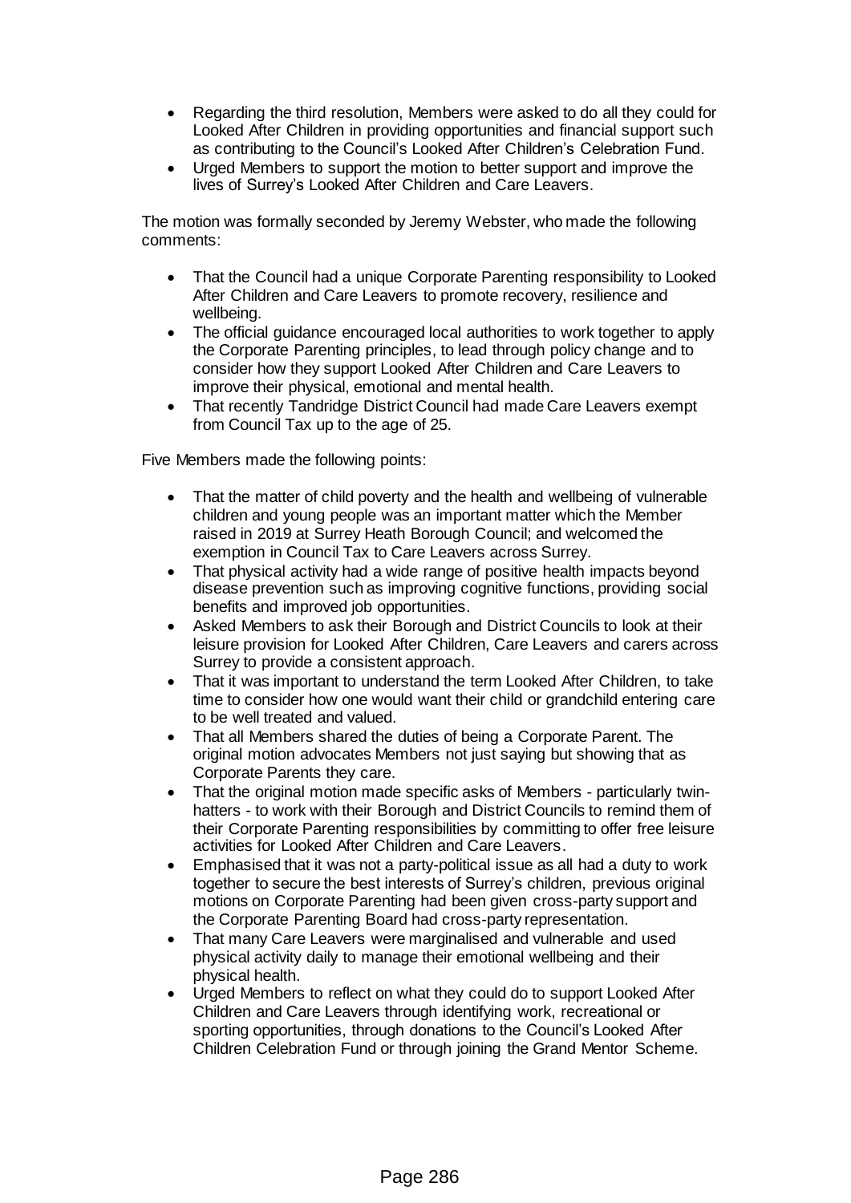- Regarding the third resolution, Members were asked to do all they could for Looked After Children in providing opportunities and financial support such as contributing to the Council's Looked After Children's Celebration Fund.
- Urged Members to support the motion to better support and improve the lives of Surrey's Looked After Children and Care Leavers.

The motion was formally seconded by Jeremy Webster, who made the following comments:

- That the Council had a unique Corporate Parenting responsibility to Looked After Children and Care Leavers to promote recovery, resilience and wellbeing.
- The official guidance encouraged local authorities to work together to apply the Corporate Parenting principles, to lead through policy change and to consider how they support Looked After Children and Care Leavers to improve their physical, emotional and mental health.
- That recently Tandridge District Council had made Care Leavers exempt from Council Tax up to the age of 25.

Five Members made the following points:

- That the matter of child poverty and the health and wellbeing of vulnerable children and young people was an important matter which the Member raised in 2019 at Surrey Heath Borough Council; and welcomed the exemption in Council Tax to Care Leavers across Surrey.
- That physical activity had a wide range of positive health impacts beyond disease prevention such as improving cognitive functions, providing social benefits and improved job opportunities.
- Asked Members to ask their Borough and District Councils to look at their leisure provision for Looked After Children, Care Leavers and carers across Surrey to provide a consistent approach.
- That it was important to understand the term Looked After Children, to take time to consider how one would want their child or grandchild entering care to be well treated and valued.
- That all Members shared the duties of being a Corporate Parent. The original motion advocates Members not just saying but showing that as Corporate Parents they care.
- That the original motion made specific asks of Members - particularly twin-hatters - to work with their Borough and District Councils to remind them of their Corporate Parenting responsibilities by committing to offer free leisure activities for Looked After Children and Care Leavers.
- Emphasised that it was not a party-political issue as all had a duty to work together to secure the best interests of Surrey's children, previous original motions on Corporate Parenting had been given cross-party support and the Corporate Parenting Board had cross-party representation.
- That many Care Leavers were marginalised and vulnerable and used physical activity daily to manage their emotional wellbeing and their physical health.
- Urged Members to reflect on what they could do to support Looked After Children and Care Leavers through identifying work, recreational or sporting opportunities, through donations to the Council's Looked After Children Celebration Fund or through joining the Grand Mentor Scheme.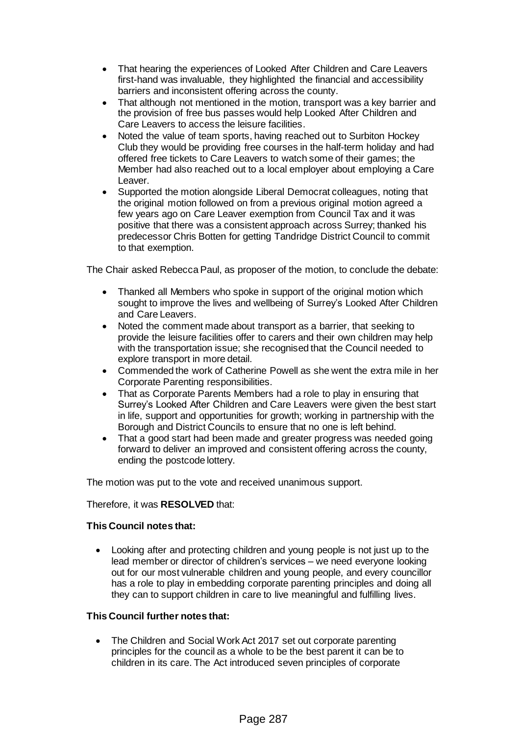- That hearing the experiences of Looked After Children and Care Leavers first-hand was invaluable, they highlighted the financial and accessibility barriers and inconsistent offering across the county.
- That although not mentioned in the motion, transport was a key barrier and the provision of free bus passes would help Looked After Children and Care Leavers to access the leisure facilities.
- Noted the value of team sports, having reached out to Surbiton Hockey Club they would be providing free courses in the half-term holiday and had offered free tickets to Care Leavers to watch some of their games; the Member had also reached out to a local employer about employing a Care Leaver.
- Supported the motion alongside Liberal Democrat colleagues, noting that the original motion followed on from a previous original motion agreed a few years ago on Care Leaver exemption from Council Tax and it was positive that there was a consistent approach across Surrey; thanked his predecessor Chris Botten for getting Tandridge District Council to commit to that exemption.

The Chair asked Rebecca Paul, as proposer of the motion, to conclude the debate:

- Thanked all Members who spoke in support of the original motion which sought to improve the lives and wellbeing of Surrey's Looked After Children and Care Leavers.
- Noted the comment made about transport as a barrier, that seeking to provide the leisure facilities offer to carers and their own children may help with the transportation issue; she recognised that the Council needed to explore transport in more detail.
- Commended the work of Catherine Powell as she went the extra mile in her Corporate Parenting responsibilities.
- That as Corporate Parents Members had a role to play in ensuring that Surrey's Looked After Children and Care Leavers were given the best start in life, support and opportunities for growth; working in partnership with the Borough and District Councils to ensure that no one is left behind.
- That a good start had been made and greater progress was needed going forward to deliver an improved and consistent offering across the county, ending the postcode lottery.

The motion was put to the vote and received unanimous support.

Therefore, it was **RESOLVED** that:

**This Council notes that:**

- Looking after and protecting children and young people is not just up to the lead member or director of children's services – we need everyone looking out for our most vulnerable children and young people, and every councillor has a role to play in embedding corporate parenting principles and doing all they can to support children in care to live meaningful and fulfilling lives.

**This Council further notes that:**

- The Children and Social Work Act 2017 set out corporate parenting principles for the council as a whole to be the best parent it can be to children in its care. The Act introduced seven principles of corporate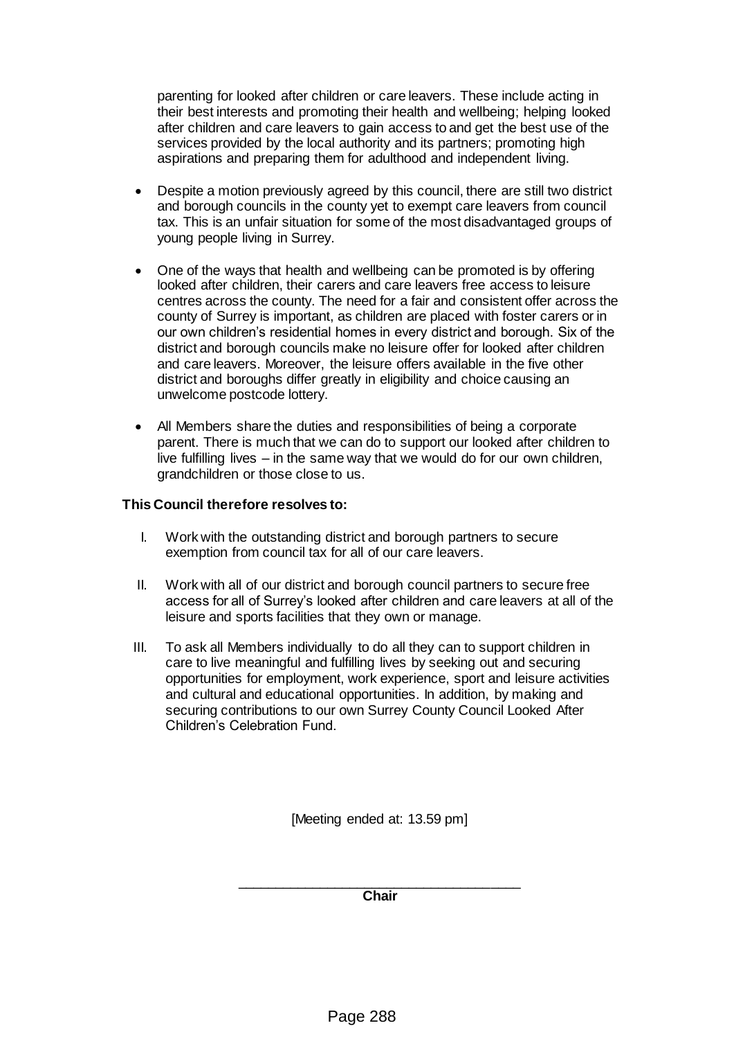parenting for looked after children or care leavers. These include acting in their best interests and promoting their health and wellbeing; helping looked after children and care leavers to gain access to and get the best use of the services provided by the local authority and its partners; promoting high aspirations and preparing them for adulthood and independent living.

- Despite a motion previously agreed by this council, there are still two district and borough councils in the county yet to exempt care leavers from council tax. This is an unfair situation for some of the most disadvantaged groups of young people living in Surrey.

- One of the ways that health and wellbeing can be promoted is by offering looked after children, their carers and care leavers free access to leisure centres across the county. The need for a fair and consistent offer across the county of Surrey is important, as children are placed with foster carers or in our own children's residential homes in every district and borough. Six of the district and borough councils make no leisure offer for looked after children and care leavers. Moreover, the leisure offers available in the five other district and boroughs differ greatly in eligibility and choice causing an unwelcome postcode lottery.

- All Members share the duties and responsibilities of being a corporate parent. There is much that we can do to support our looked after children to live fulfilling lives – in the same way that we would do for our own children, grandchildren or those close to us.

**This Council therefore resolves to:**

I. Work with the outstanding district and borough partners to secure exemption from council tax for all of our care leavers.

II. Work with all of our district and borough council partners to secure free access for all of Surrey's looked after children and care leavers at all of the leisure and sports facilities that they own or manage.

III. To ask all Members individually to do all they can to support children in care to live meaningful and fulfilling lives by seeking out and securing opportunities for employment, work experience, sport and leisure activities and cultural and educational opportunities. In addition, by making and securing contributions to our own Surrey County Council Looked After Children's Celebration Fund.

[Meeting ended at: 13.59 pm]

______________________________________

**Chair**